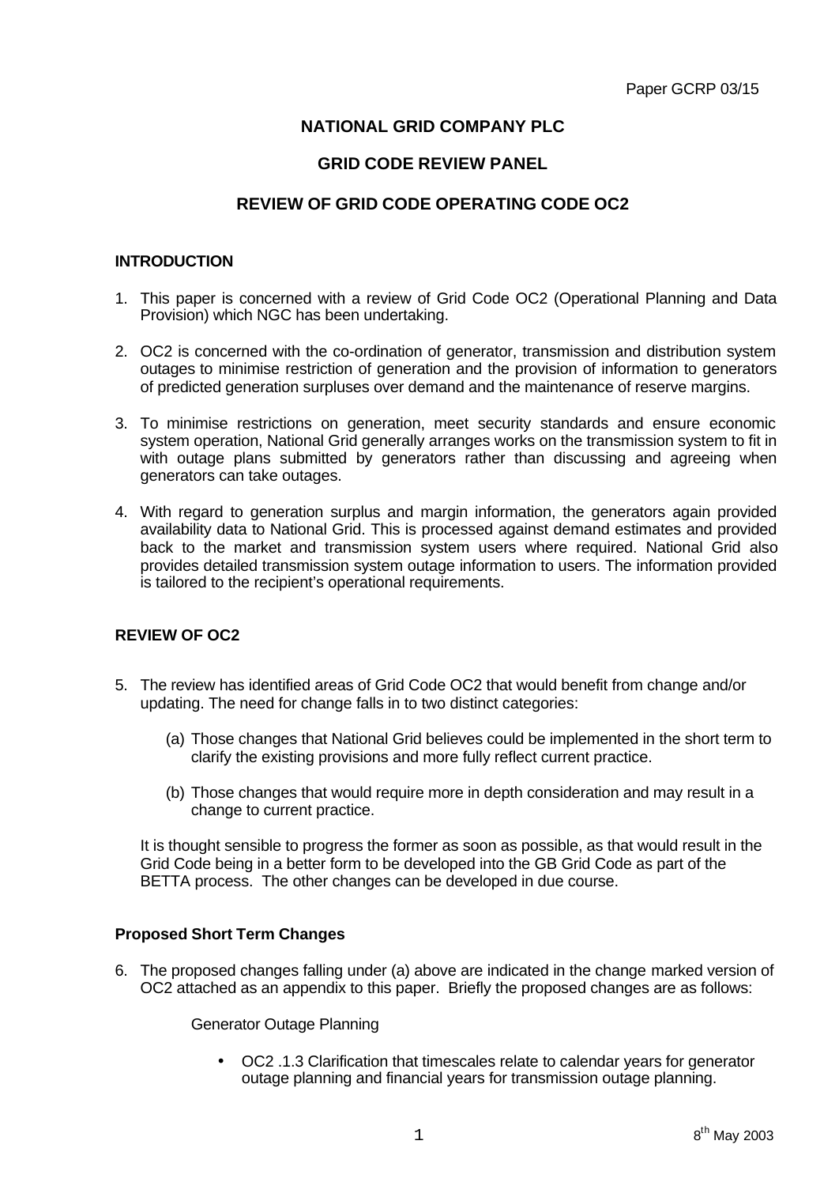Paper GCRP 03/15

# NATIONAL GRID COMPANY PLC

## GRID CODE REVIEW PANEL

## REVIEW OF GRID CODE OPERATING CODE OC2

### INTRODUCTION

1. This paper is concerned with a review of Grid Code OC2 (Operational Planning and Data Provision) which NGC has been undertaking.

2. OC2 is concerned with the co-ordination of generator, transmission and distribution system outages to minimise restriction of generation and the provision of information to generators of predicted generation surpluses over demand and the maintenance of reserve margins.

3. To minimise restrictions on generation, meet security standards and ensure economic system operation, National Grid generally arranges works on the transmission system to fit in with outage plans submitted by generators rather than discussing and agreeing when generators can take outages.

4. With regard to generation surplus and margin information, the generators again provided availability data to National Grid. This is processed against demand estimates and provided back to the market and transmission system users where required. National Grid also provides detailed transmission system outage information to users. The information provided is tailored to the recipient's operational requirements.

### REVIEW OF OC2

5. The review has identified areas of Grid Code OC2 that would benefit from change and/or updating. The need for change falls in to two distinct categories:

   (a) Those changes that National Grid believes could be implemented in the short term to clarify the existing provisions and more fully reflect current practice.

   (b) Those changes that would require more in depth consideration and may result in a change to current practice.

   It is thought sensible to progress the former as soon as possible, as that would result in the Grid Code being in a better form to be developed into the GB Grid Code as part of the BETTA process. The other changes can be developed in due course.

### Proposed Short Term Changes

6. The proposed changes falling under (a) above are indicated in the change marked version of OC2 attached as an appendix to this paper. Briefly the proposed changes are as follows:

   Generator Outage Planning

   - OC2 .1.3 Clarification that timescales relate to calendar years for generator outage planning and financial years for transmission outage planning.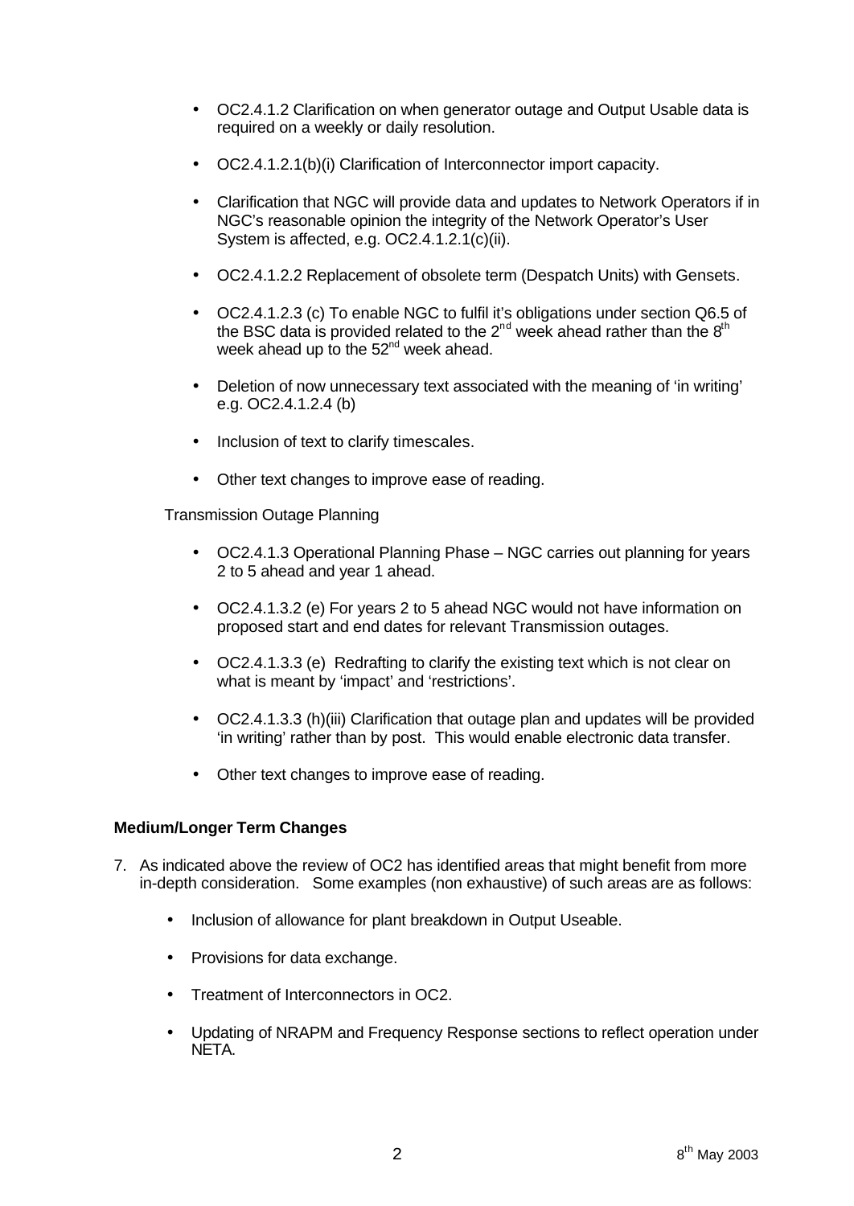- OC2.4.1.2 Clarification on when generator outage and Output Usable data is required on a weekly or daily resolution.

- OC2.4.1.2.1(b)(i) Clarification of Interconnector import capacity.

- Clarification that NGC will provide data and updates to Network Operators if in NGC's reasonable opinion the integrity of the Network Operator's User System is affected, e.g. OC2.4.1.2.1(c)(ii).

- OC2.4.1.2.2 Replacement of obsolete term (Despatch Units) with Gensets.

- OC2.4.1.2.3 (c) To enable NGC to fulfil it's obligations under section Q6.5 of the BSC data is provided related to the 2nd week ahead rather than the 8th week ahead up to the 52nd week ahead.

- Deletion of now unnecessary text associated with the meaning of 'in writing' e.g. OC2.4.1.2.4 (b)

- Inclusion of text to clarify timescales.

- Other text changes to improve ease of reading.

Transmission Outage Planning

- OC2.4.1.3 Operational Planning Phase – NGC carries out planning for years 2 to 5 ahead and year 1 ahead.

- OC2.4.1.3.2 (e) For years 2 to 5 ahead NGC would not have information on proposed start and end dates for relevant Transmission outages.

- OC2.4.1.3.3 (e) Redrafting to clarify the existing text which is not clear on what is meant by 'impact' and 'restrictions'.

- OC2.4.1.3.3 (h)(iii) Clarification that outage plan and updates will be provided 'in writing' rather than by post. This would enable electronic data transfer.

- Other text changes to improve ease of reading.

**Medium/Longer Term Changes**

7. As indicated above the review of OC2 has identified areas that might benefit from more in-depth consideration. Some examples (non exhaustive) of such areas are as follows:

   - Inclusion of allowance for plant breakdown in Output Useable.

   - Provisions for data exchange.

   - Treatment of Interconnectors in OC2.

   - Updating of NRAPM and Frequency Response sections to reflect operation under NETA.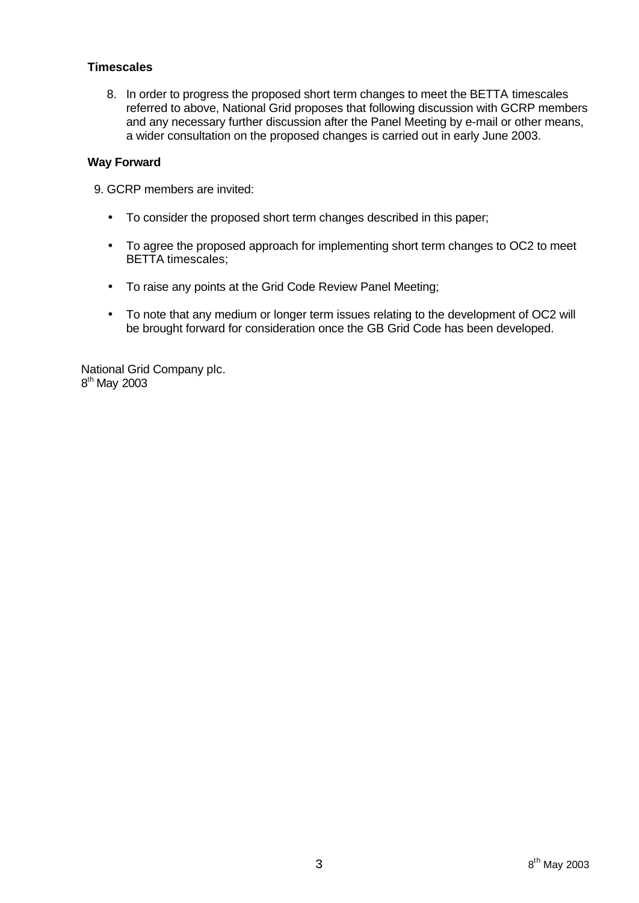**Timescales**

8. In order to progress the proposed short term changes to meet the BETTA timescales referred to above, National Grid proposes that following discussion with GCRP members and any necessary further discussion after the Panel Meeting by e-mail or other means, a wider consultation on the proposed changes is carried out in early June 2003.

**Way Forward**

9. GCRP members are invited:

- To consider the proposed short term changes described in this paper;
- To agree the proposed approach for implementing short term changes to OC2 to meet BETTA timescales;
- To raise any points at the Grid Code Review Panel Meeting;
- To note that any medium or longer term issues relating to the development of OC2 will be brought forward for consideration once the GB Grid Code has been developed.

National Grid Company plc.
8th May 2003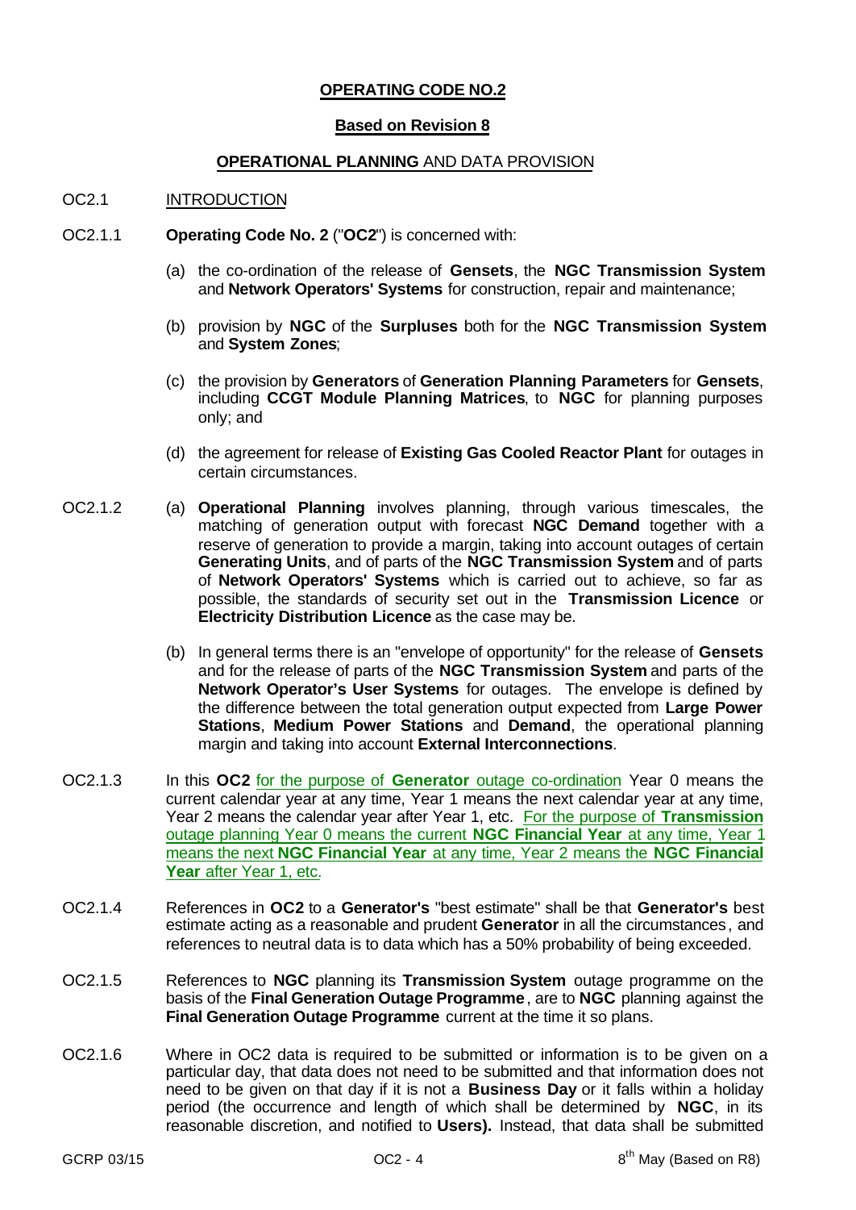# OPERATING CODE NO.2

## Based on Revision 8

## OPERATIONAL PLANNING AND DATA PROVISION

OC2.1 INTRODUCTION

OC2.1.1 **Operating Code No. 2** ("**OC2**") is concerned with:

(a) the co-ordination of the release of **Gensets**, the **NGC Transmission System** and **Network Operators' Systems** for construction, repair and maintenance;

(b) provision by **NGC** of the **Surpluses** both for the **NGC Transmission System** and **System Zones**;

(c) the provision by **Generators** of **Generation Planning Parameters** for **Gensets**, including **CCGT Module Planning Matrices**, to **NGC** for planning purposes only; and

(d) the agreement for release of **Existing Gas Cooled Reactor Plant** for outages in certain circumstances.

OC2.1.2 (a) **Operational Planning** involves planning, through various timescales, the matching of generation output with forecast **NGC Demand** together with a reserve of generation to provide a margin, taking into account outages of certain **Generating Units**, and of parts of the **NGC Transmission System** and of parts of **Network Operators' Systems** which is carried out to achieve, so far as possible, the standards of security set out in the **Transmission Licence** or **Electricity Distribution Licence** as the case may be.

(b) In general terms there is an "envelope of opportunity" for the release of **Gensets** and for the release of parts of the **NGC Transmission System** and parts of the **Network Operator's User Systems** for outages. The envelope is defined by the difference between the total generation output expected from **Large Power Stations**, **Medium Power Stations** and **Demand**, the operational planning margin and taking into account **External Interconnections**.

OC2.1.3 In this **OC2** for the purpose of **Generator** outage co-ordination Year 0 means the current calendar year at any time, Year 1 means the next calendar year at any time, Year 2 means the calendar year after Year 1, etc. For the purpose of **Transmission** outage planning Year 0 means the current **NGC Financial Year** at any time, Year 1 means the next **NGC Financial Year** at any time, Year 2 means the **NGC Financial Year** after Year 1, etc.

OC2.1.4 References in **OC2** to a **Generator's** "best estimate" shall be that **Generator's** best estimate acting as a reasonable and prudent **Generator** in all the circumstances, and references to neutral data is to data which has a 50% probability of being exceeded.

OC2.1.5 References to **NGC** planning its **Transmission System** outage programme on the basis of the **Final Generation Outage Programme**, are to **NGC** planning against the **Final Generation Outage Programme** current at the time it so plans.

OC2.1.6 Where in OC2 data is required to be submitted or information is to be given on a particular day, that data does not need to be submitted and that information does not need to be given on that day if it is not a **Business Day** or it falls within a holiday period (the occurrence and length of which shall be determined by **NGC**, in its reasonable discretion, and notified to **Users).** Instead, that data shall be submitted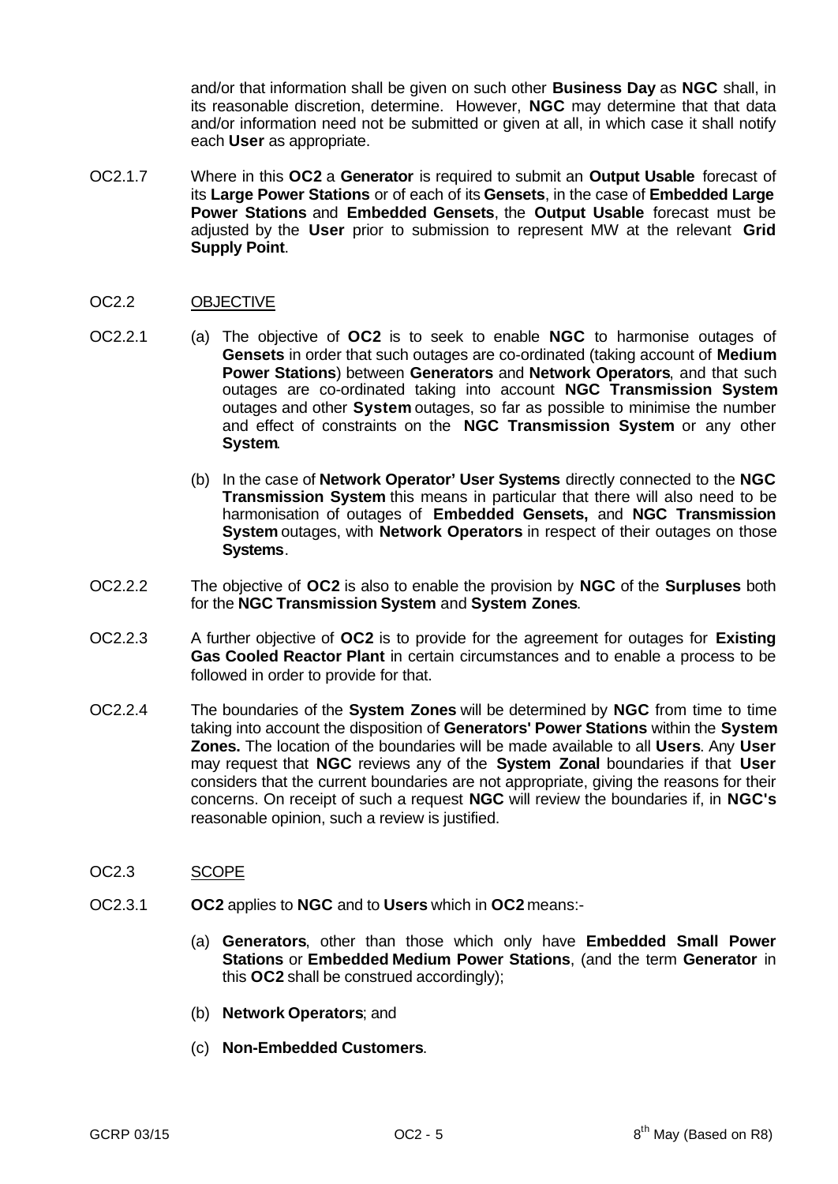and/or that information shall be given on such other **Business Day** as **NGC** shall, in its reasonable discretion, determine. However, **NGC** may determine that that data and/or information need not be submitted or given at all, in which case it shall notify each **User** as appropriate.

OC2.1.7 Where in this **OC2** a **Generator** is required to submit an **Output Usable** forecast of its **Large Power Stations** or of each of its **Gensets**, in the case of **Embedded Large Power Stations** and **Embedded Gensets**, the **Output Usable** forecast must be adjusted by the **User** prior to submission to represent MW at the relevant **Grid Supply Point**.

## OC2.2 OBJECTIVE

OC2.2.1 (a) The objective of **OC2** is to seek to enable **NGC** to harmonise outages of **Gensets** in order that such outages are co-ordinated (taking account of **Medium Power Stations**) between **Generators** and **Network Operators**, and that such outages are co-ordinated taking into account **NGC Transmission System** outages and other **System** outages, so far as possible to minimise the number and effect of constraints on the **NGC Transmission System** or any other **System**.

(b) In the case of **Network Operator' User Systems** directly connected to the **NGC Transmission System** this means in particular that there will also need to be harmonisation of outages of **Embedded Gensets,** and **NGC Transmission System** outages, with **Network Operators** in respect of their outages on those **Systems**.

OC2.2.2 The objective of **OC2** is also to enable the provision by **NGC** of the **Surpluses** both for the **NGC Transmission System** and **System Zones**.

OC2.2.3 A further objective of **OC2** is to provide for the agreement for outages for **Existing Gas Cooled Reactor Plant** in certain circumstances and to enable a process to be followed in order to provide for that.

OC2.2.4 The boundaries of the **System Zones** will be determined by **NGC** from time to time taking into account the disposition of **Generators' Power Stations** within the **System Zones.** The location of the boundaries will be made available to all **Users**. Any **User** may request that **NGC** reviews any of the **System Zonal** boundaries if that **User** considers that the current boundaries are not appropriate, giving the reasons for their concerns. On receipt of such a request **NGC** will review the boundaries if, in **NGC's** reasonable opinion, such a review is justified.

## OC2.3 SCOPE

OC2.3.1 **OC2** applies to **NGC** and to **Users** which in **OC2** means:-

(a) **Generators**, other than those which only have **Embedded Small Power Stations** or **Embedded Medium Power Stations**, (and the term **Generator** in this **OC2** shall be construed accordingly);

(b) **Network Operators**; and

(c) **Non-Embedded Customers**.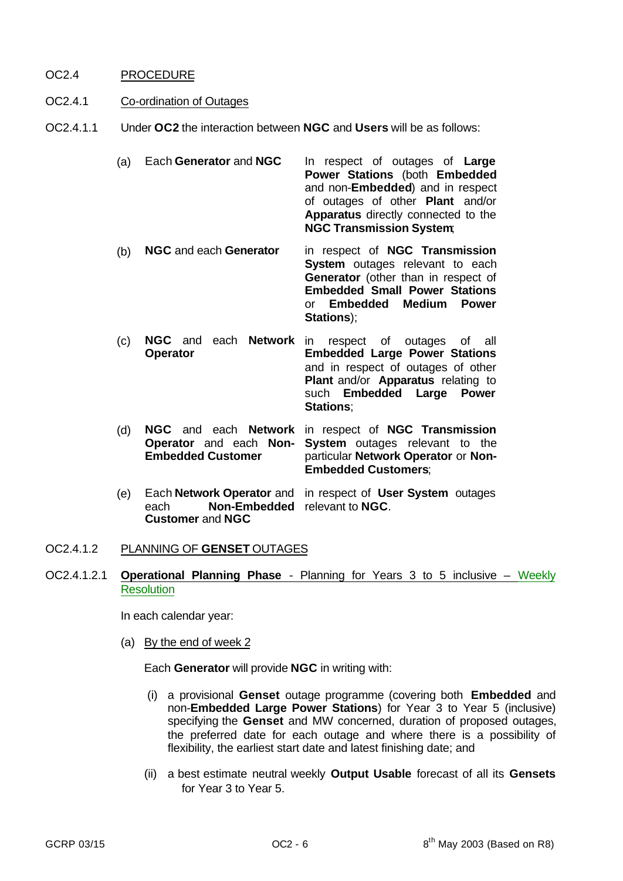OC2.4 PROCEDURE

OC2.4.1 Co-ordination of Outages

OC2.4.1.1 Under **OC2** the interaction between **NGC** and **Users** will be as follows:

| | | |
|---|---|---|
| (a) | Each **Generator** and **NGC** | In respect of outages of **Large Power Stations** (both **Embedded** and non-**Embedded**) and in respect of outages of other **Plant** and/or **Apparatus** directly connected to the **NGC Transmission System**; |
| (b) | **NGC** and each **Generator** | in respect of **NGC Transmission System** outages relevant to each **Generator** (other than in respect of **Embedded Small Power Stations** or **Embedded Medium Power Stations**); |
| (c) | **NGC** and each **Network Operator** | in respect of outages of all **Embedded Large Power Stations** and in respect of outages of other **Plant** and/or **Apparatus** relating to such **Embedded Large Power Stations**; |
| (d) | **NGC** and each **Network Operator** and each **Non-Embedded Customer** | in respect of **NGC Transmission System** outages relevant to the particular **Network Operator** or **Non-Embedded Customers**; |
| (e) | Each **Network Operator** and each **Non-Embedded Customer** and **NGC** | in respect of **User System** outages relevant to **NGC**. |

OC2.4.1.2 PLANNING OF **GENSET** OUTAGES

OC2.4.1.2.1 **Operational Planning Phase** - Planning for Years 3 to 5 inclusive – Weekly Resolution

In each calendar year:

(a) By the end of week 2

Each **Generator** will provide **NGC** in writing with:

(i) a provisional **Genset** outage programme (covering both **Embedded** and non-**Embedded Large Power Stations**) for Year 3 to Year 5 (inclusive) specifying the **Genset** and MW concerned, duration of proposed outages, the preferred date for each outage and where there is a possibility of flexibility, the earliest start date and latest finishing date; and

(ii) a best estimate neutral weekly **Output Usable** forecast of all its **Gensets** for Year 3 to Year 5.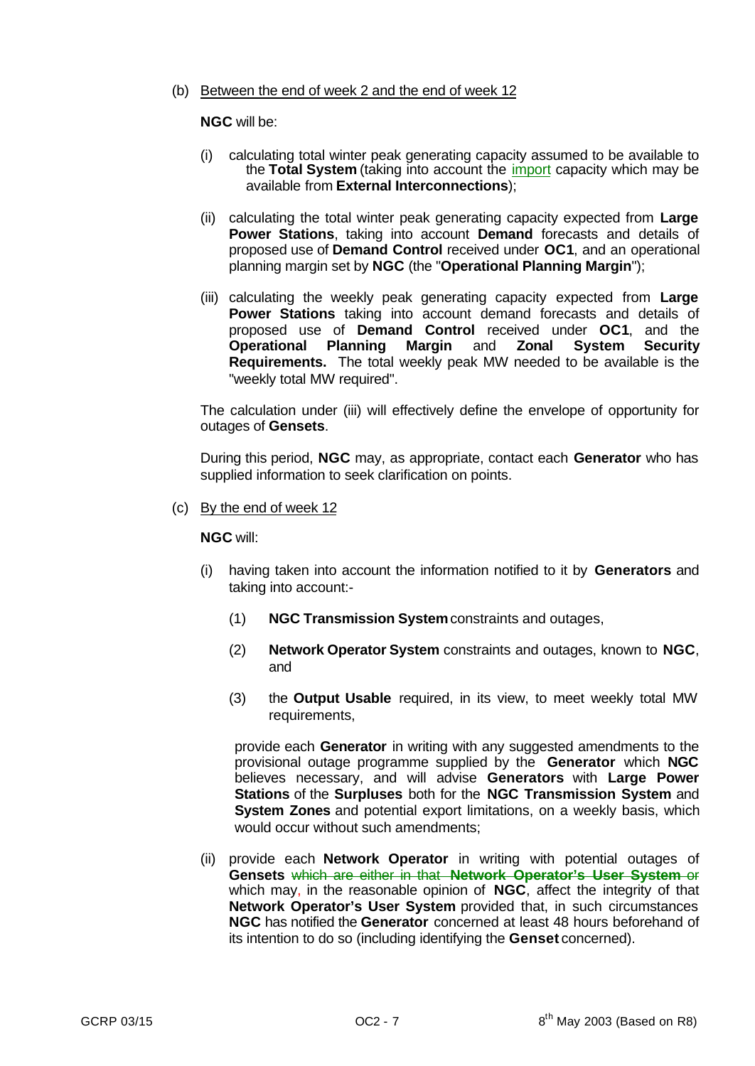(b) Between the end of week 2 and the end of week 12

**NGC** will be:

(i) calculating total winter peak generating capacity assumed to be available to the **Total System** (taking into account the import capacity which may be available from **External Interconnections**);

(ii) calculating the total winter peak generating capacity expected from **Large Power Stations**, taking into account **Demand** forecasts and details of proposed use of **Demand Control** received under **OC1**, and an operational planning margin set by **NGC** (the "**Operational Planning Margin**");

(iii) calculating the weekly peak generating capacity expected from **Large Power Stations** taking into account demand forecasts and details of proposed use of **Demand Control** received under **OC1**, and the **Operational Planning Margin** and **Zonal System Security Requirements.** The total weekly peak MW needed to be available is the "weekly total MW required".

The calculation under (iii) will effectively define the envelope of opportunity for outages of **Gensets**.

During this period, **NGC** may, as appropriate, contact each **Generator** who has supplied information to seek clarification on points.

(c) By the end of week 12

**NGC** will:

(i) having taken into account the information notified to it by **Generators** and taking into account:-

   (1) **NGC Transmission System** constraints and outages,

   (2) **Network Operator System** constraints and outages, known to **NGC**, and

   (3) the **Output Usable** required, in its view, to meet weekly total MW requirements,

   provide each **Generator** in writing with any suggested amendments to the provisional outage programme supplied by the **Generator** which **NGC** believes necessary, and will advise **Generators** with **Large Power Stations** of the **Surpluses** both for the **NGC Transmission System** and **System Zones** and potential export limitations, on a weekly basis, which would occur without such amendments;

(ii) provide each **Network Operator** in writing with potential outages of **Gensets** ~~which are either in that **Network Operator's User System** or~~ which may, in the reasonable opinion of **NGC**, affect the integrity of that **Network Operator's User System** provided that, in such circumstances **NGC** has notified the **Generator** concerned at least 48 hours beforehand of its intention to do so (including identifying the **Genset** concerned).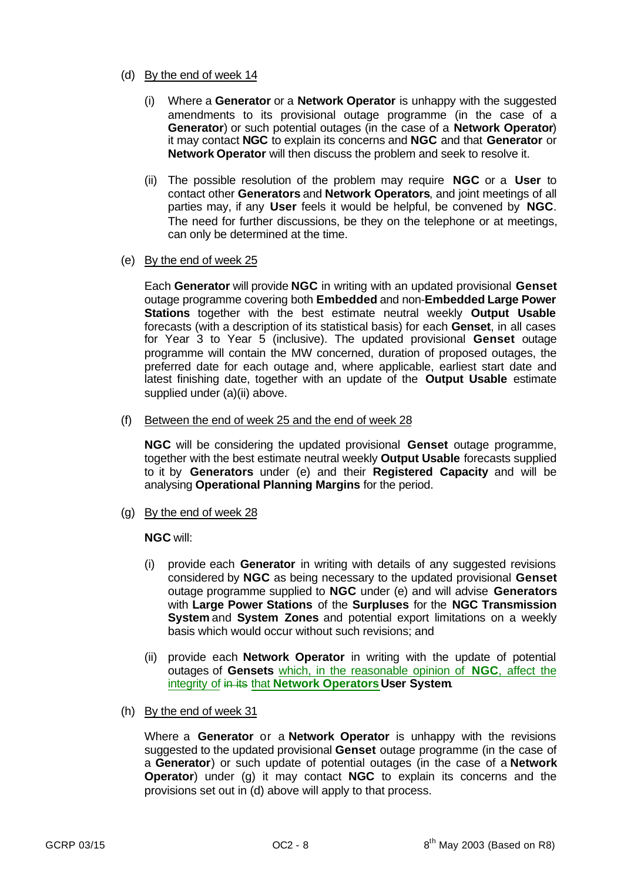(d) By the end of week 14

(i) Where a **Generator** or a **Network Operator** is unhappy with the suggested amendments to its provisional outage programme (in the case of a **Generator**) or such potential outages (in the case of a **Network Operator**) it may contact **NGC** to explain its concerns and **NGC** and that **Generator** or **Network Operator** will then discuss the problem and seek to resolve it.

(ii) The possible resolution of the problem may require **NGC** or a **User** to contact other **Generators** and **Network Operators**, and joint meetings of all parties may, if any **User** feels it would be helpful, be convened by **NGC**. The need for further discussions, be they on the telephone or at meetings, can only be determined at the time.

(e) By the end of week 25

Each **Generator** will provide **NGC** in writing with an updated provisional **Genset** outage programme covering both **Embedded** and non-**Embedded Large Power Stations** together with the best estimate neutral weekly **Output Usable** forecasts (with a description of its statistical basis) for each **Genset**, in all cases for Year 3 to Year 5 (inclusive). The updated provisional **Genset** outage programme will contain the MW concerned, duration of proposed outages, the preferred date for each outage and, where applicable, earliest start date and latest finishing date, together with an update of the **Output Usable** estimate supplied under (a)(ii) above.

(f) Between the end of week 25 and the end of week 28

**NGC** will be considering the updated provisional **Genset** outage programme, together with the best estimate neutral weekly **Output Usable** forecasts supplied to it by **Generators** under (e) and their **Registered Capacity** and will be analysing **Operational Planning Margins** for the period.

(g) By the end of week 28

**NGC** will:

(i) provide each **Generator** in writing with details of any suggested revisions considered by **NGC** as being necessary to the updated provisional **Genset** outage programme supplied to **NGC** under (e) and will advise **Generators** with **Large Power Stations** of the **Surpluses** for the **NGC Transmission System** and **System Zones** and potential export limitations on a weekly basis which would occur without such revisions; and

(ii) provide each **Network Operator** in writing with the update of potential outages of **Gensets** which, in the reasonable opinion of **NGC**, affect the integrity of ~~in its~~ that **Network Operators User System**.

(h) By the end of week 31

Where a **Generator** or a **Network Operator** is unhappy with the revisions suggested to the updated provisional **Genset** outage programme (in the case of a **Generator**) or such update of potential outages (in the case of a **Network Operator**) under (g) it may contact **NGC** to explain its concerns and the provisions set out in (d) above will apply to that process.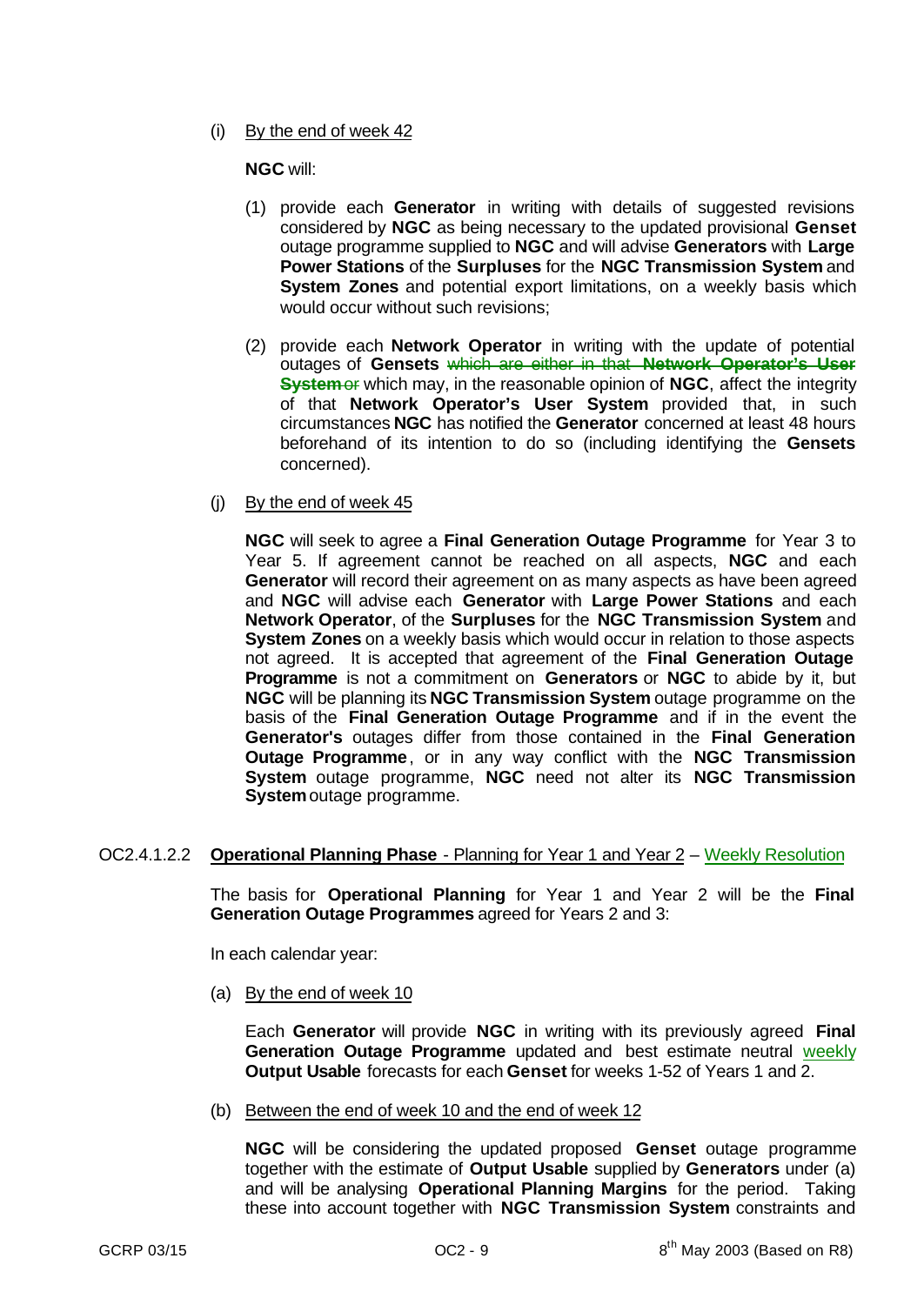(i) By the end of week 42

**NGC** will:

(1) provide each **Generator** in writing with details of suggested revisions considered by **NGC** as being necessary to the updated provisional **Genset** outage programme supplied to **NGC** and will advise **Generators** with **Large Power Stations** of the **Surpluses** for the **NGC Transmission System** and **System Zones** and potential export limitations, on a weekly basis which would occur without such revisions;

(2) provide each **Network Operator** in writing with the update of potential outages of **Gensets** ~~which are either in that **Network Operator's User System** or~~ which may, in the reasonable opinion of **NGC**, affect the integrity of that **Network Operator's User System** provided that, in such circumstances **NGC** has notified the **Generator** concerned at least 48 hours beforehand of its intention to do so (including identifying the **Gensets** concerned).

(j) By the end of week 45

**NGC** will seek to agree a **Final Generation Outage Programme** for Year 3 to Year 5. If agreement cannot be reached on all aspects, **NGC** and each **Generator** will record their agreement on as many aspects as have been agreed and **NGC** will advise each **Generator** with **Large Power Stations** and each **Network Operator**, of the **Surpluses** for the **NGC Transmission System** and **System Zones** on a weekly basis which would occur in relation to those aspects not agreed. It is accepted that agreement of the **Final Generation Outage Programme** is not a commitment on **Generators** or **NGC** to abide by it, but **NGC** will be planning its **NGC Transmission System** outage programme on the basis of the **Final Generation Outage Programme** and if in the event the **Generator's** outages differ from those contained in the **Final Generation Outage Programme**, or in any way conflict with the **NGC Transmission System** outage programme, **NGC** need not alter its **NGC Transmission System** outage programme.

OC2.4.1.2.2 **Operational Planning Phase** - Planning for Year 1 and Year 2 – Weekly Resolution

The basis for **Operational Planning** for Year 1 and Year 2 will be the **Final Generation Outage Programmes** agreed for Years 2 and 3:

In each calendar year:

(a) By the end of week 10

Each **Generator** will provide **NGC** in writing with its previously agreed **Final Generation Outage Programme** updated and best estimate neutral weekly **Output Usable** forecasts for each **Genset** for weeks 1-52 of Years 1 and 2.

(b) Between the end of week 10 and the end of week 12

**NGC** will be considering the updated proposed **Genset** outage programme together with the estimate of **Output Usable** supplied by **Generators** under (a) and will be analysing **Operational Planning Margins** for the period. Taking these into account together with **NGC Transmission System** constraints and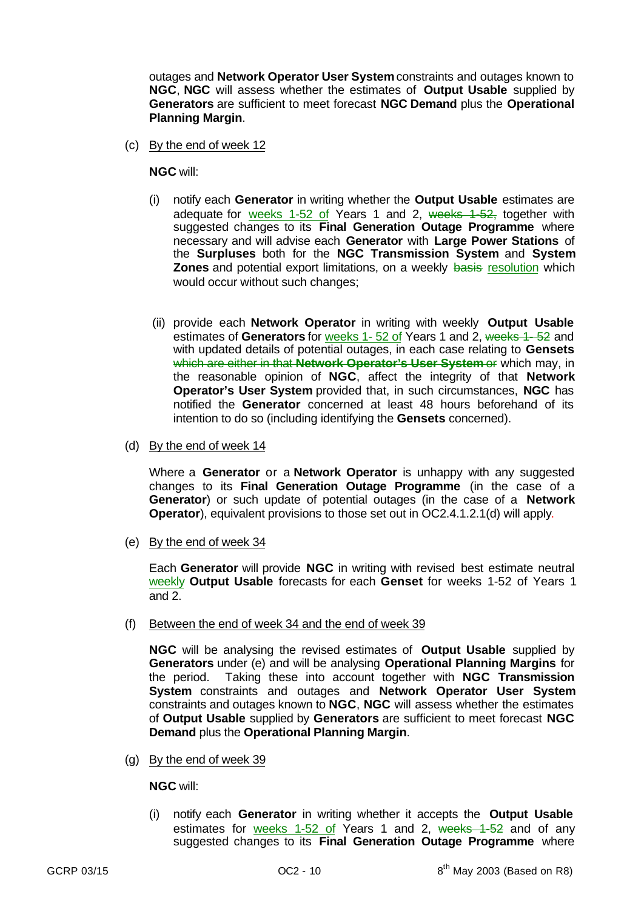outages and **Network Operator User System** constraints and outages known to **NGC**, **NGC** will assess whether the estimates of **Output Usable** supplied by **Generators** are sufficient to meet forecast **NGC Demand** plus the **Operational Planning Margin**.

(c) By the end of week 12

**NGC** will:

(i) notify each **Generator** in writing whether the **Output Usable** estimates are adequate for weeks 1-52 of Years 1 and 2, ~~weeks 1-52,~~ together with suggested changes to its **Final Generation Outage Programme** where necessary and will advise each **Generator** with **Large Power Stations** of the **Surpluses** both for the **NGC Transmission System** and **System Zones** and potential export limitations, on a weekly ~~basis~~ resolution which would occur without such changes;

(ii) provide each **Network Operator** in writing with weekly **Output Usable** estimates of **Generators** for weeks 1- 52 of Years 1 and 2, ~~weeks 1- 52~~ and with updated details of potential outages, in each case relating to **Gensets** ~~which are either in that **Network Operator's User System** or~~ which may, in the reasonable opinion of **NGC**, affect the integrity of that **Network Operator's User System** provided that, in such circumstances, **NGC** has notified the **Generator** concerned at least 48 hours beforehand of its intention to do so (including identifying the **Gensets** concerned).

(d) By the end of week 14

Where a **Generator** or a **Network Operator** is unhappy with any suggested changes to its **Final Generation Outage Programme** (in the case of a **Generator**) or such update of potential outages (in the case of a **Network Operator**), equivalent provisions to those set out in OC2.4.1.2.1(d) will apply.

(e) By the end of week 34

Each **Generator** will provide **NGC** in writing with revised best estimate neutral weekly **Output Usable** forecasts for each **Genset** for weeks 1-52 of Years 1 and 2.

(f) Between the end of week 34 and the end of week 39

**NGC** will be analysing the revised estimates of **Output Usable** supplied by **Generators** under (e) and will be analysing **Operational Planning Margins** for the period. Taking these into account together with **NGC Transmission System** constraints and outages and **Network Operator User System** constraints and outages known to **NGC**, **NGC** will assess whether the estimates of **Output Usable** supplied by **Generators** are sufficient to meet forecast **NGC Demand** plus the **Operational Planning Margin**.

(g) By the end of week 39

**NGC** will:

(i) notify each **Generator** in writing whether it accepts the **Output Usable** estimates for weeks 1-52 of Years 1 and 2, ~~weeks 1-52~~ and of any suggested changes to its **Final Generation Outage Programme** where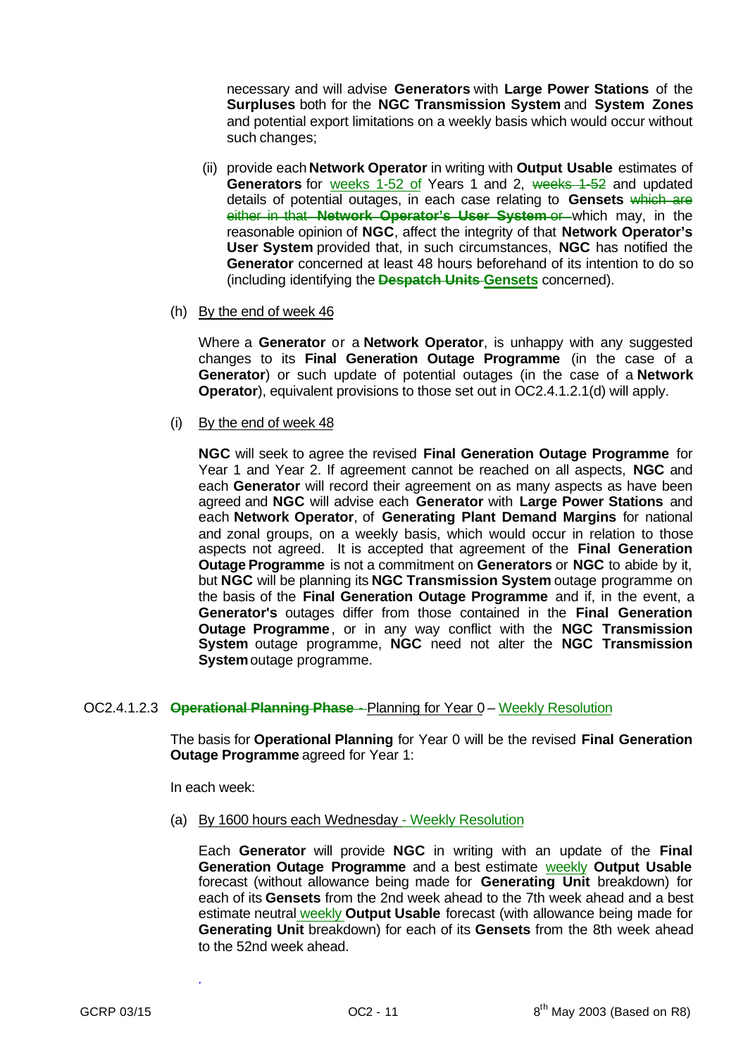necessary and will advise **Generators** with **Large Power Stations** of the **Surpluses** both for the **NGC Transmission System** and **System Zones** and potential export limitations on a weekly basis which would occur without such changes;

(ii) provide each **Network Operator** in writing with **Output Usable** estimates of **Generators** for weeks 1-52 of Years 1 and 2, ~~weeks 1-52~~ and updated details of potential outages, in each case relating to **Gensets** ~~which are either in that **Network Operator's User System** or~~ which may, in the reasonable opinion of **NGC**, affect the integrity of that **Network Operator's User System** provided that, in such circumstances, **NGC** has notified the **Generator** concerned at least 48 hours beforehand of its intention to do so (including identifying the ~~**Despatch Units**~~ **Gensets** concerned).

(h) By the end of week 46

Where a **Generator** or a **Network Operator**, is unhappy with any suggested changes to its **Final Generation Outage Programme** (in the case of a **Generator**) or such update of potential outages (in the case of a **Network Operator**), equivalent provisions to those set out in OC2.4.1.2.1(d) will apply.

(i) By the end of week 48

**NGC** will seek to agree the revised **Final Generation Outage Programme** for Year 1 and Year 2. If agreement cannot be reached on all aspects, **NGC** and each **Generator** will record their agreement on as many aspects as have been agreed and **NGC** will advise each **Generator** with **Large Power Stations** and each **Network Operator**, of **Generating Plant Demand Margins** for national and zonal groups, on a weekly basis, which would occur in relation to those aspects not agreed. It is accepted that agreement of the **Final Generation Outage Programme** is not a commitment on **Generators** or **NGC** to abide by it, but **NGC** will be planning its **NGC Transmission System** outage programme on the basis of the **Final Generation Outage Programme** and if, in the event, a **Generator's** outages differ from those contained in the **Final Generation Outage Programme**, or in any way conflict with the **NGC Transmission System** outage programme, **NGC** need not alter the **NGC Transmission System** outage programme.

OC2.4.1.2.3 ~~**Operational Planning Phase** -~~ Planning for Year 0 – Weekly Resolution

The basis for **Operational Planning** for Year 0 will be the revised **Final Generation Outage Programme** agreed for Year 1:

In each week:

(a) By 1600 hours each Wednesday - Weekly Resolution

Each **Generator** will provide **NGC** in writing with an update of the **Final Generation Outage Programme** and a best estimate weekly **Output Usable** forecast (without allowance being made for **Generating Unit** breakdown) for each of its **Gensets** from the 2nd week ahead to the 7th week ahead and a best estimate neutral weekly **Output Usable** forecast (with allowance being made for **Generating Unit** breakdown) for each of its **Gensets** from the 8th week ahead to the 52nd week ahead.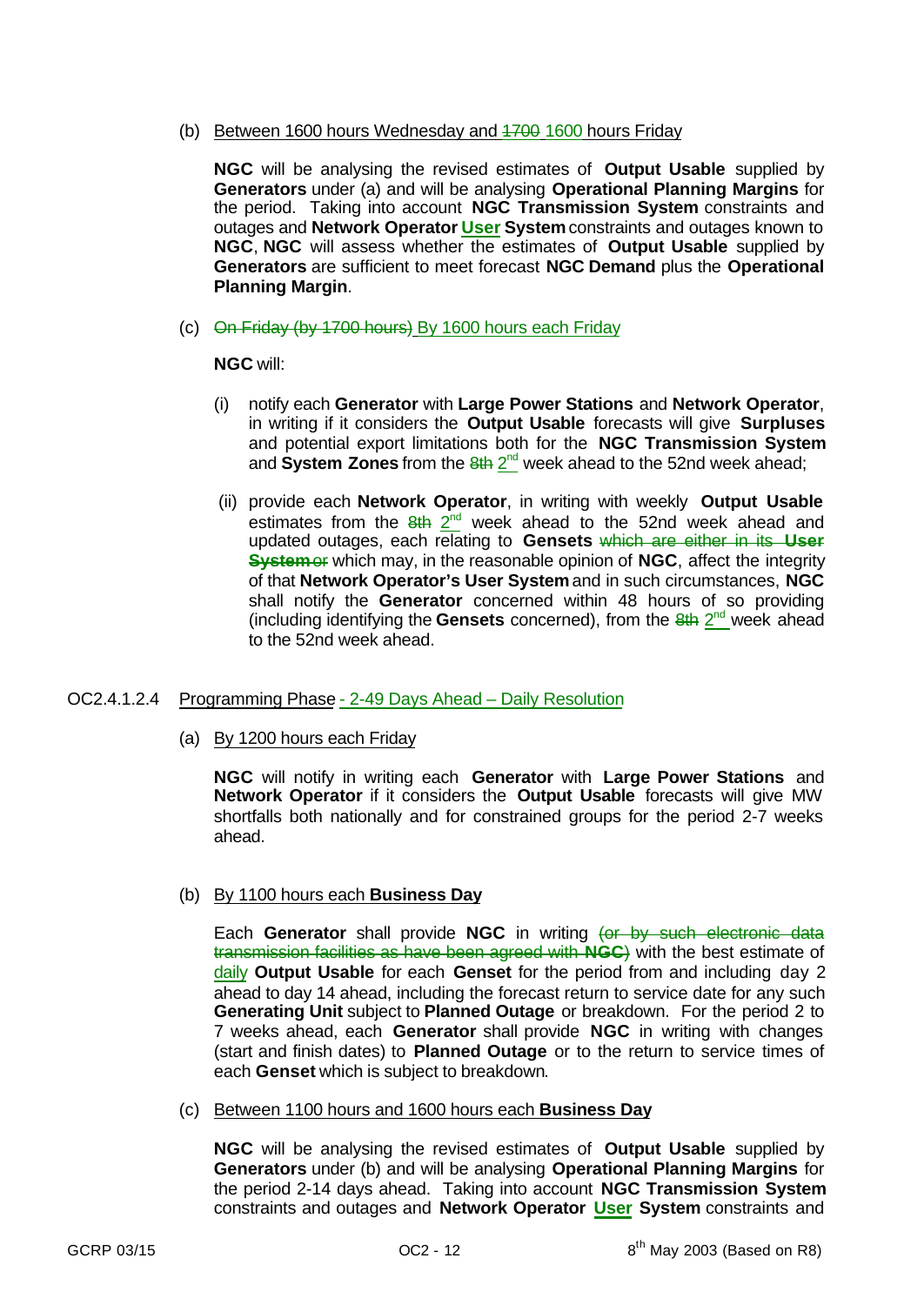(b) Between 1600 hours Wednesday and ~~1700~~ 1600 hours Friday

**NGC** will be analysing the revised estimates of **Output Usable** supplied by **Generators** under (a) and will be analysing **Operational Planning Margins** for the period. Taking into account **NGC Transmission System** constraints and outages and **Network Operator User System** constraints and outages known to **NGC**, **NGC** will assess whether the estimates of **Output Usable** supplied by **Generators** are sufficient to meet forecast **NGC Demand** plus the **Operational Planning Margin**.

(c) ~~On Friday (by 1700 hours)~~ By 1600 hours each Friday

**NGC** will:

(i) notify each **Generator** with **Large Power Stations** and **Network Operator**, in writing if it considers the **Output Usable** forecasts will give **Surpluses** and potential export limitations both for the **NGC Transmission System** and **System Zones** from the ~~8th~~ 2nd week ahead to the 52nd week ahead;

(ii) provide each **Network Operator**, in writing with weekly **Output Usable** estimates from the ~~8th~~ 2nd week ahead to the 52nd week ahead and updated outages, each relating to **Gensets** ~~which are either in its **User System** or~~ which may, in the reasonable opinion of **NGC**, affect the integrity of that **Network Operator's User System** and in such circumstances, **NGC** shall notify the **Generator** concerned within 48 hours of so providing (including identifying the **Gensets** concerned), from the ~~8th~~ 2nd week ahead to the 52nd week ahead.

OC2.4.1.2.4 Programming Phase - 2-49 Days Ahead – Daily Resolution

(a) By 1200 hours each Friday

**NGC** will notify in writing each **Generator** with **Large Power Stations** and **Network Operator** if it considers the **Output Usable** forecasts will give MW shortfalls both nationally and for constrained groups for the period 2-7 weeks ahead.

(b) By 1100 hours each **Business Day**

Each **Generator** shall provide **NGC** in writing ~~(or by such electronic data transmission facilities as have been agreed with **NGC**)~~ with the best estimate of daily **Output Usable** for each **Genset** for the period from and including day 2 ahead to day 14 ahead, including the forecast return to service date for any such **Generating Unit** subject to **Planned Outage** or breakdown. For the period 2 to 7 weeks ahead, each **Generator** shall provide **NGC** in writing with changes (start and finish dates) to **Planned Outage** or to the return to service times of each **Genset** which is subject to breakdown.

(c) Between 1100 hours and 1600 hours each **Business Day**

**NGC** will be analysing the revised estimates of **Output Usable** supplied by **Generators** under (b) and will be analysing **Operational Planning Margins** for the period 2-14 days ahead. Taking into account **NGC Transmission System** constraints and outages and **Network Operator User System** constraints and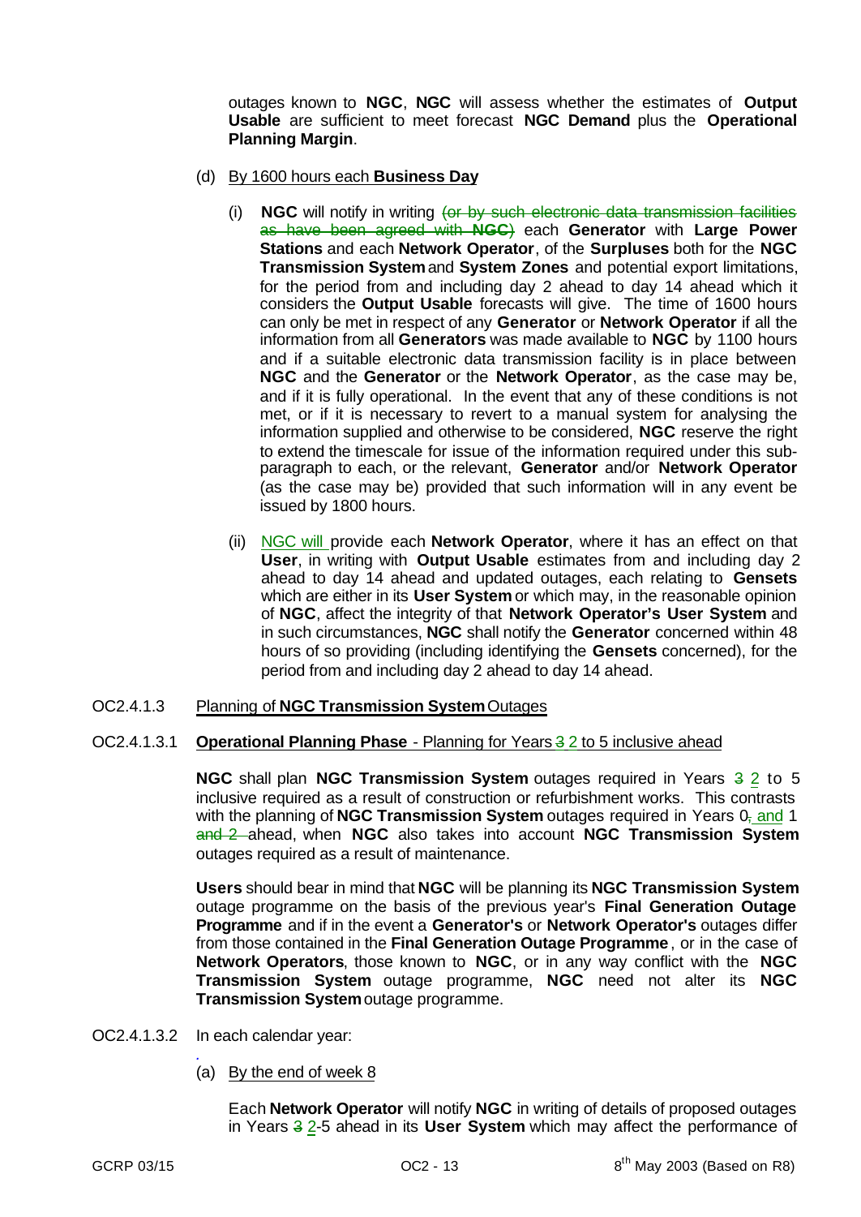outages known to **NGC**, **NGC** will assess whether the estimates of **Output Usable** are sufficient to meet forecast **NGC Demand** plus the **Operational Planning Margin**.

(d) By 1600 hours each **Business Day**

(i) **NGC** will notify in writing ~~(or by such electronic data transmission facilities as have been agreed with **NGC**)~~ each **Generator** with **Large Power Stations** and each **Network Operator**, of the **Surpluses** both for the **NGC Transmission System** and **System Zones** and potential export limitations, for the period from and including day 2 ahead to day 14 ahead which it considers the **Output Usable** forecasts will give. The time of 1600 hours can only be met in respect of any **Generator** or **Network Operator** if all the information from all **Generators** was made available to **NGC** by 1100 hours and if a suitable electronic data transmission facility is in place between **NGC** and the **Generator** or the **Network Operator**, as the case may be, and if it is fully operational. In the event that any of these conditions is not met, or if it is necessary to revert to a manual system for analysing the information supplied and otherwise to be considered, **NGC** reserve the right to extend the timescale for issue of the information required under this sub-paragraph to each, or the relevant, **Generator** and/or **Network Operator** (as the case may be) provided that such information will in any event be issued by 1800 hours.

(ii) NGC will provide each **Network Operator**, where it has an effect on that **User**, in writing with **Output Usable** estimates from and including day 2 ahead to day 14 ahead and updated outages, each relating to **Gensets** which are either in its **User System** or which may, in the reasonable opinion of **NGC**, affect the integrity of that **Network Operator's User System** and in such circumstances, **NGC** shall notify the **Generator** concerned within 48 hours of so providing (including identifying the **Gensets** concerned), for the period from and including day 2 ahead to day 14 ahead.

OC2.4.1.3 Planning of **NGC Transmission System** Outages

OC2.4.1.3.1 **Operational Planning Phase** - Planning for Years ~~3~~ 2 to 5 inclusive ahead

**NGC** shall plan **NGC Transmission System** outages required in Years ~~3~~ 2 to 5 inclusive required as a result of construction or refurbishment works. This contrasts with the planning of **NGC Transmission System** outages required in Years 0~~,~~ and 1 ~~and 2~~ ahead, when **NGC** also takes into account **NGC Transmission System** outages required as a result of maintenance.

**Users** should bear in mind that **NGC** will be planning its **NGC Transmission System** outage programme on the basis of the previous year's **Final Generation Outage Programme** and if in the event a **Generator's** or **Network Operator's** outages differ from those contained in the **Final Generation Outage Programme**, or in the case of **Network Operators**, those known to **NGC**, or in any way conflict with the **NGC Transmission System** outage programme, **NGC** need not alter its **NGC Transmission System** outage programme.

OC2.4.1.3.2 In each calendar year:

(a) By the end of week 8

Each **Network Operator** will notify **NGC** in writing of details of proposed outages in Years ~~3~~ 2-5 ahead in its **User System** which may affect the performance of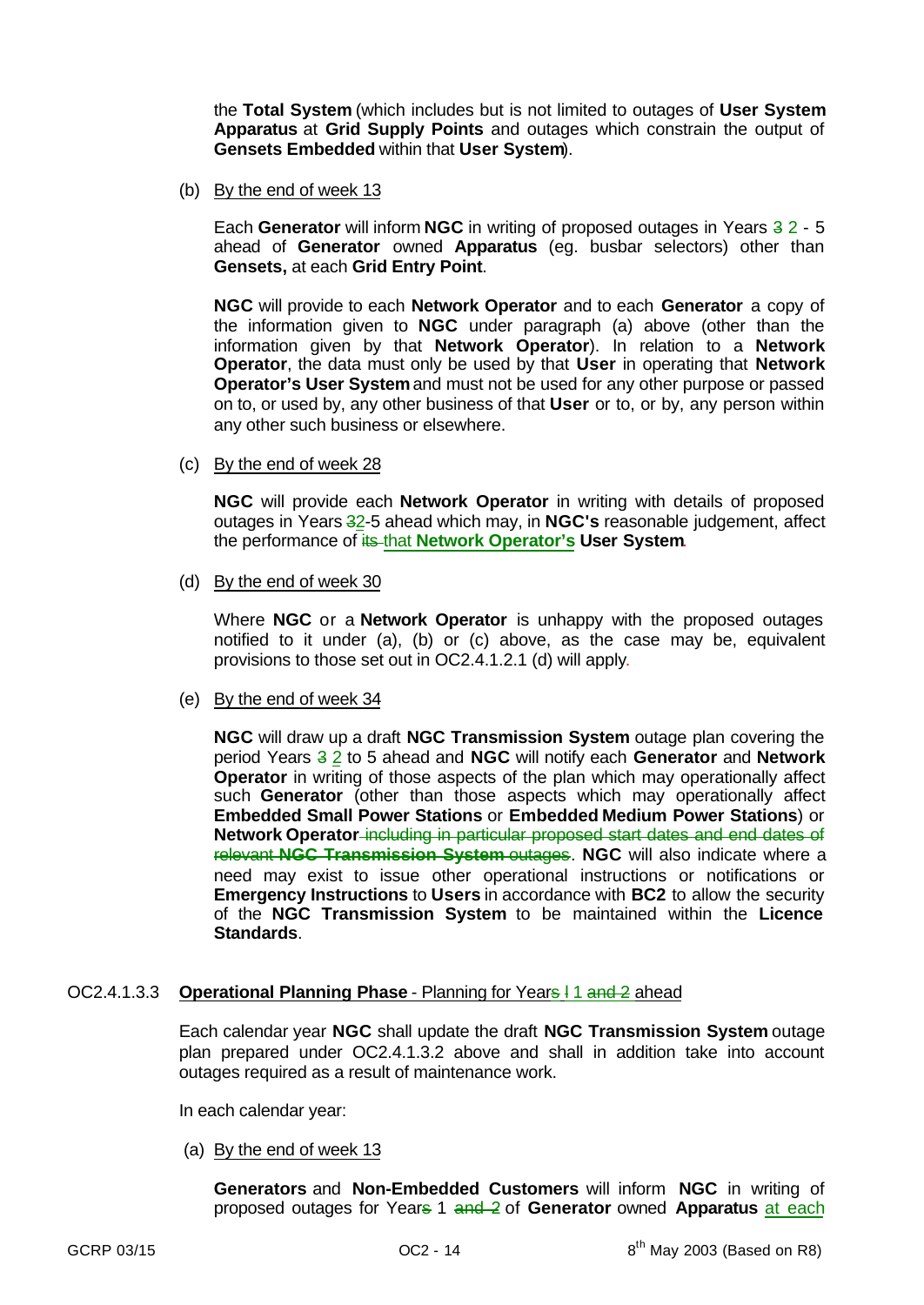the **Total System** (which includes but is not limited to outages of **User System Apparatus** at **Grid Supply Points** and outages which constrain the output of **Gensets Embedded** within that **User System**).

(b) By the end of week 13

Each **Generator** will inform **NGC** in writing of proposed outages in Years ~~3~~ 2 - 5 ahead of **Generator** owned **Apparatus** (eg. busbar selectors) other than **Gensets,** at each **Grid Entry Point**.

**NGC** will provide to each **Network Operator** and to each **Generator** a copy of the information given to **NGC** under paragraph (a) above (other than the information given by that **Network Operator**). In relation to a **Network Operator**, the data must only be used by that **User** in operating that **Network Operator's User System** and must not be used for any other purpose or passed on to, or used by, any other business of that **User** or to, or by, any person within any other such business or elsewhere.

(c) By the end of week 28

**NGC** will provide each **Network Operator** in writing with details of proposed outages in Years ~~3~~2-5 ahead which may, in **NGC's** reasonable judgement, affect the performance of ~~its~~ that **Network Operator's** **User System**.

(d) By the end of week 30

Where **NGC** or a **Network Operator** is unhappy with the proposed outages notified to it under (a), (b) or (c) above, as the case may be, equivalent provisions to those set out in OC2.4.1.2.1 (d) will apply.

(e) By the end of week 34

**NGC** will draw up a draft **NGC Transmission System** outage plan covering the period Years ~~3~~ 2 to 5 ahead and **NGC** will notify each **Generator** and **Network Operator** in writing of those aspects of the plan which may operationally affect such **Generator** (other than those aspects which may operationally affect **Embedded Small Power Stations** or **Embedded Medium Power Stations**) or **Network Operator** ~~including in particular proposed start dates and end dates of relevant **NGC Transmission System** outages~~. **NGC** will also indicate where a need may exist to issue other operational instructions or notifications or **Emergency Instructions** to **Users** in accordance with **BC2** to allow the security of the **NGC Transmission System** to be maintained within the **Licence Standards**.

OC2.4.1.3.3 **Operational Planning Phase** - Planning for Year~~s~~ ~~l~~ 1 ~~and 2~~ ahead

Each calendar year **NGC** shall update the draft **NGC Transmission System** outage plan prepared under OC2.4.1.3.2 above and shall in addition take into account outages required as a result of maintenance work.

In each calendar year:

(a) By the end of week 13

**Generators** and **Non-Embedded Customers** will inform **NGC** in writing of proposed outages for Year~~s~~ 1 ~~and 2~~ of **Generator** owned **Apparatus** at each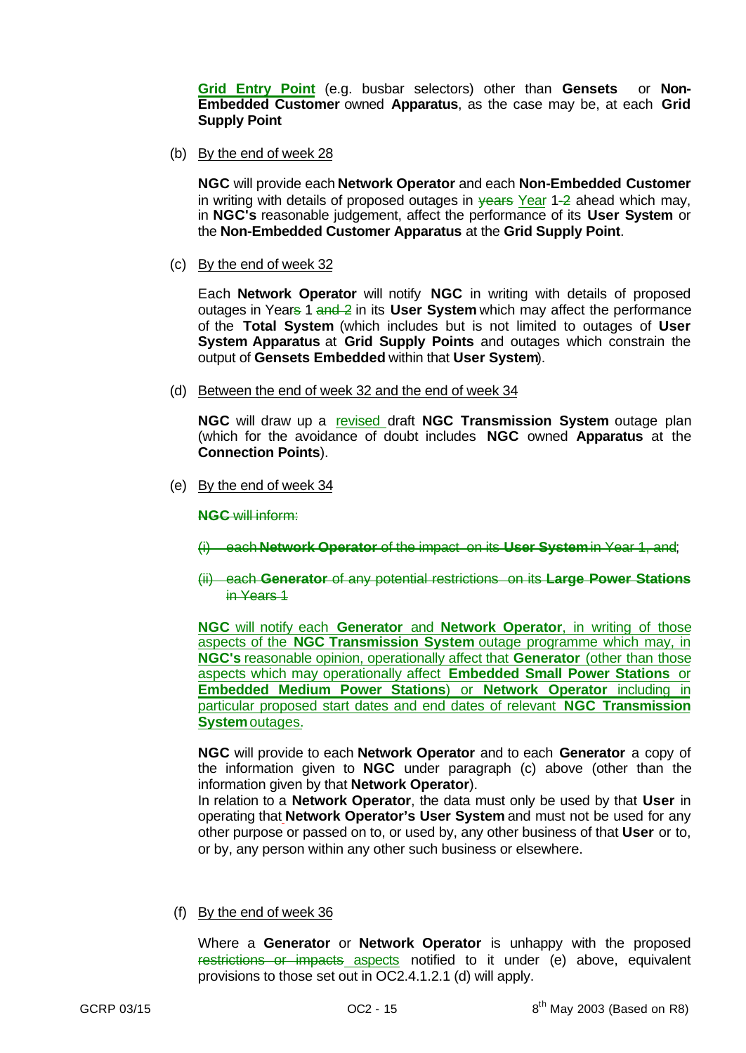**Grid Entry Point** (e.g. busbar selectors) other than **Gensets** or **Non-Embedded Customer** owned **Apparatus**, as the case may be, at each **Grid Supply Point**

(b) By the end of week 28

**NGC** will provide each **Network Operator** and each **Non-Embedded Customer** in writing with details of proposed outages in ~~years~~ Year 1-~~2~~ ahead which may, in **NGC's** reasonable judgement, affect the performance of its **User System** or the **Non-Embedded Customer Apparatus** at the **Grid Supply Point**.

(c) By the end of week 32

Each **Network Operator** will notify **NGC** in writing with details of proposed outages in Year~~s~~ 1 ~~and 2~~ in its **User System** which may affect the performance of the **Total System** (which includes but is not limited to outages of **User System Apparatus** at **Grid Supply Points** and outages which constrain the output of **Gensets Embedded** within that **User System**).

(d) Between the end of week 32 and the end of week 34

**NGC** will draw up a revised draft **NGC Transmission System** outage plan (which for the avoidance of doubt includes **NGC** owned **Apparatus** at the **Connection Points**).

(e) By the end of week 34

~~**NGC** will inform:~~

~~(i) each **Network Operator** of the impact on its **User System** in Year 1, and;~~

~~(ii) each **Generator** of any potential restrictions on its **Large Power Stations** in Years 1~~

**NGC** will notify each **Generator** and **Network Operator**, in writing of those aspects of the **NGC Transmission System** outage programme which may, in **NGC's** reasonable opinion, operationally affect that **Generator** (other than those aspects which may operationally affect **Embedded Small Power Stations** or **Embedded Medium Power Stations**) or **Network Operator** including in particular proposed start dates and end dates of relevant **NGC Transmission System** outages.

**NGC** will provide to each **Network Operator** and to each **Generator** a copy of the information given to **NGC** under paragraph (c) above (other than the information given by that **Network Operator**).

In relation to a **Network Operator**, the data must only be used by that **User** in operating that **Network Operator's User System** and must not be used for any other purpose or passed on to, or used by, any other business of that **User** or to, or by, any person within any other such business or elsewhere.

(f) By the end of week 36

Where a **Generator** or **Network Operator** is unhappy with the proposed ~~restrictions or impacts~~ aspects notified to it under (e) above, equivalent provisions to those set out in OC2.4.1.2.1 (d) will apply.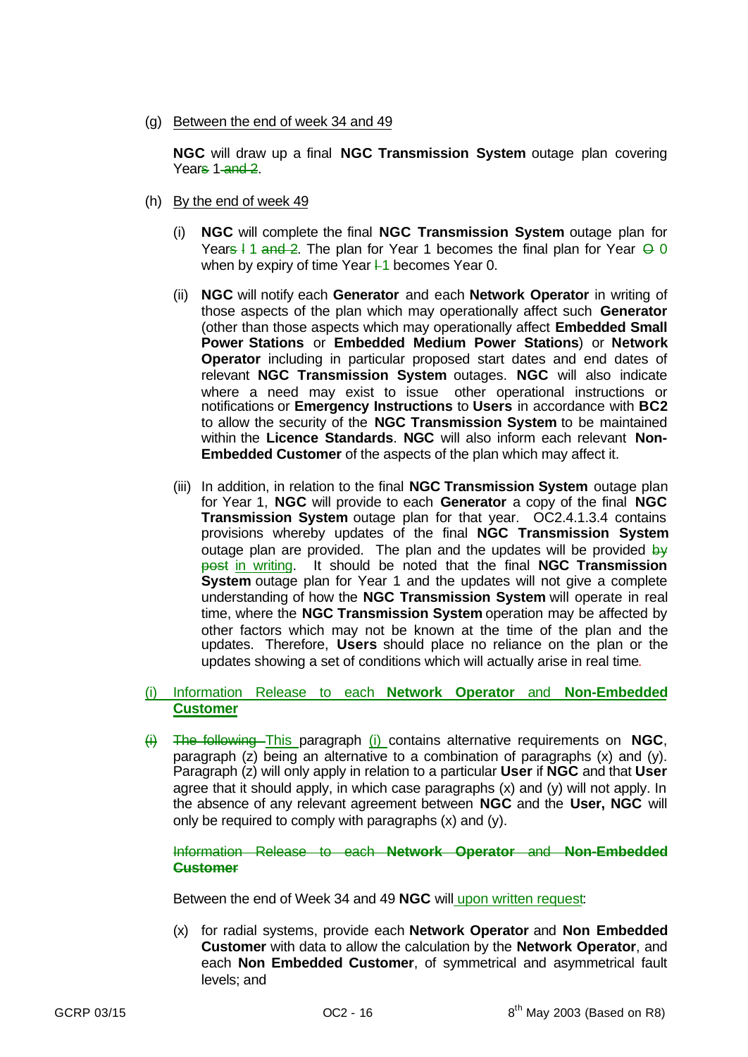(g) Between the end of week 34 and 49

**NGC** will draw up a final **NGC Transmission System** outage plan covering Years 1 and 2.

(h) By the end of week 49

(i) **NGC** will complete the final **NGC Transmission System** outage plan for Years I 1 and 2. The plan for Year 1 becomes the final plan for Year O 0 when by expiry of time Year I 1 becomes Year 0.

(ii) **NGC** will notify each **Generator** and each **Network Operator** in writing of those aspects of the plan which may operationally affect such **Generator** (other than those aspects which may operationally affect **Embedded Small Power Stations** or **Embedded Medium Power Stations**) or **Network Operator** including in particular proposed start dates and end dates of relevant **NGC Transmission System** outages. **NGC** will also indicate where a need may exist to issue other operational instructions or notifications or **Emergency Instructions** to **Users** in accordance with **BC2** to allow the security of the **NGC Transmission System** to be maintained within the **Licence Standards**. **NGC** will also inform each relevant **Non-Embedded Customer** of the aspects of the plan which may affect it.

(iii) In addition, in relation to the final **NGC Transmission System** outage plan for Year 1, **NGC** will provide to each **Generator** a copy of the final **NGC Transmission System** outage plan for that year. OC2.4.1.3.4 contains provisions whereby updates of the final **NGC Transmission System** outage plan are provided. The plan and the updates will be provided by post in writing. It should be noted that the final **NGC Transmission System** outage plan for Year 1 and the updates will not give a complete understanding of how the **NGC Transmission System** will operate in real time, where the **NGC Transmission System** operation may be affected by other factors which may not be known at the time of the plan and the updates. Therefore, **Users** should place no reliance on the plan or the updates showing a set of conditions which will actually arise in real time.

(i) Information Release to each **Network Operator** and **Non-Embedded Customer**

(i) The following This paragraph (i) contains alternative requirements on **NGC**, paragraph (z) being an alternative to a combination of paragraphs (x) and (y). Paragraph (z) will only apply in relation to a particular **User** if **NGC** and that **User** agree that it should apply, in which case paragraphs (x) and (y) will not apply. In the absence of any relevant agreement between **NGC** and the **User, NGC** will only be required to comply with paragraphs (x) and (y).

Information Release to each **Network Operator** and **Non-Embedded Customer**

Between the end of Week 34 and 49 **NGC** will upon written request:

(x) for radial systems, provide each **Network Operator** and **Non Embedded Customer** with data to allow the calculation by the **Network Operator**, and each **Non Embedded Customer**, of symmetrical and asymmetrical fault levels; and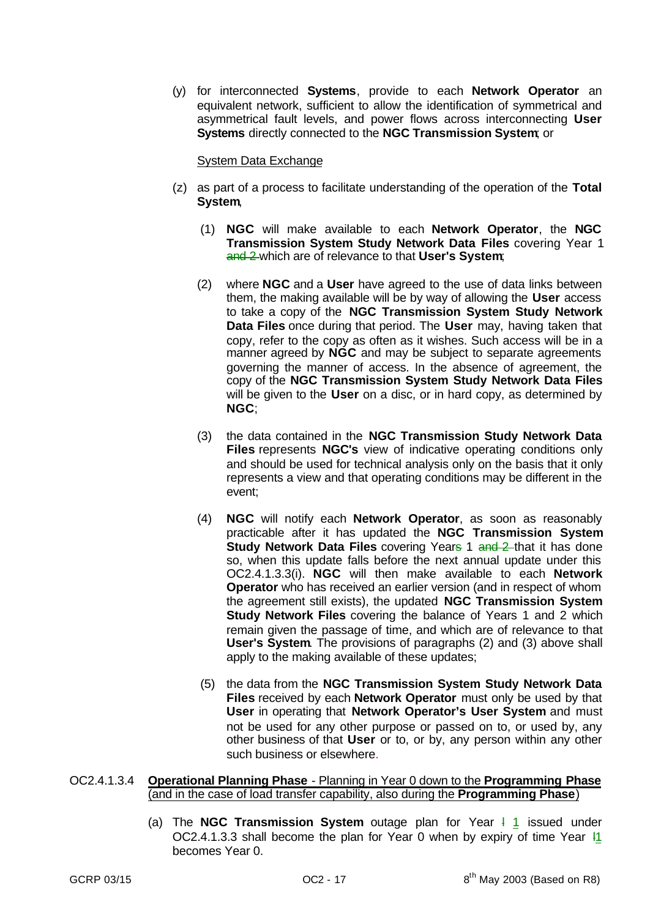(y) for interconnected **Systems**, provide to each **Network Operator** an equivalent network, sufficient to allow the identification of symmetrical and asymmetrical fault levels, and power flows across interconnecting **User Systems** directly connected to the **NGC Transmission System**; or

<u>System Data Exchange</u>

(z) as part of a process to facilitate understanding of the operation of the **Total System**,

(1) **NGC** will make available to each **Network Operator**, the **NGC Transmission System Study Network Data Files** covering Year 1 ~~and 2~~ which are of relevance to that **User's System**;

(2) where **NGC** and a **User** have agreed to the use of data links between them, the making available will be by way of allowing the **User** access to take a copy of the **NGC Transmission System Study Network Data Files** once during that period. The **User** may, having taken that copy, refer to the copy as often as it wishes. Such access will be in a manner agreed by **NGC** and may be subject to separate agreements governing the manner of access. In the absence of agreement, the copy of the **NGC Transmission System Study Network Data Files** will be given to the **User** on a disc, or in hard copy, as determined by **NGC**;

(3) the data contained in the **NGC Transmission Study Network Data Files** represents **NGC's** view of indicative operating conditions only and should be used for technical analysis only on the basis that it only represents a view and that operating conditions may be different in the event;

(4) **NGC** will notify each **Network Operator**, as soon as reasonably practicable after it has updated the **NGC Transmission System Study Network Data Files** covering Year~~s~~ 1 ~~and 2~~ that it has done so, when this update falls before the next annual update under this OC2.4.1.3.3(i). **NGC** will then make available to each **Network Operator** who has received an earlier version (and in respect of whom the agreement still exists), the updated **NGC Transmission System Study Network Files** covering the balance of Years 1 and 2 which remain given the passage of time, and which are of relevance to that **User's System**. The provisions of paragraphs (2) and (3) above shall apply to the making available of these updates;

(5) the data from the **NGC Transmission System Study Network Data Files** received by each **Network Operator** must only be used by that **User** in operating that **Network Operator's User System** and must not be used for any other purpose or passed on to, or used by, any other business of that **User** or to, or by, any person within any other such business or elsewhere.

OC2.4.1.3.4 <u>**Operational Planning Phase** - Planning in Year 0 down to the **Programming Phase** (and in the case of load transfer capability, also during the **Programming Phase**)</u>

(a) The **NGC Transmission System** outage plan for Year ~~I~~ <u>1</u> issued under OC2.4.1.3.3 shall become the plan for Year 0 when by expiry of time Year ~~I~~<u>1</u> becomes Year 0.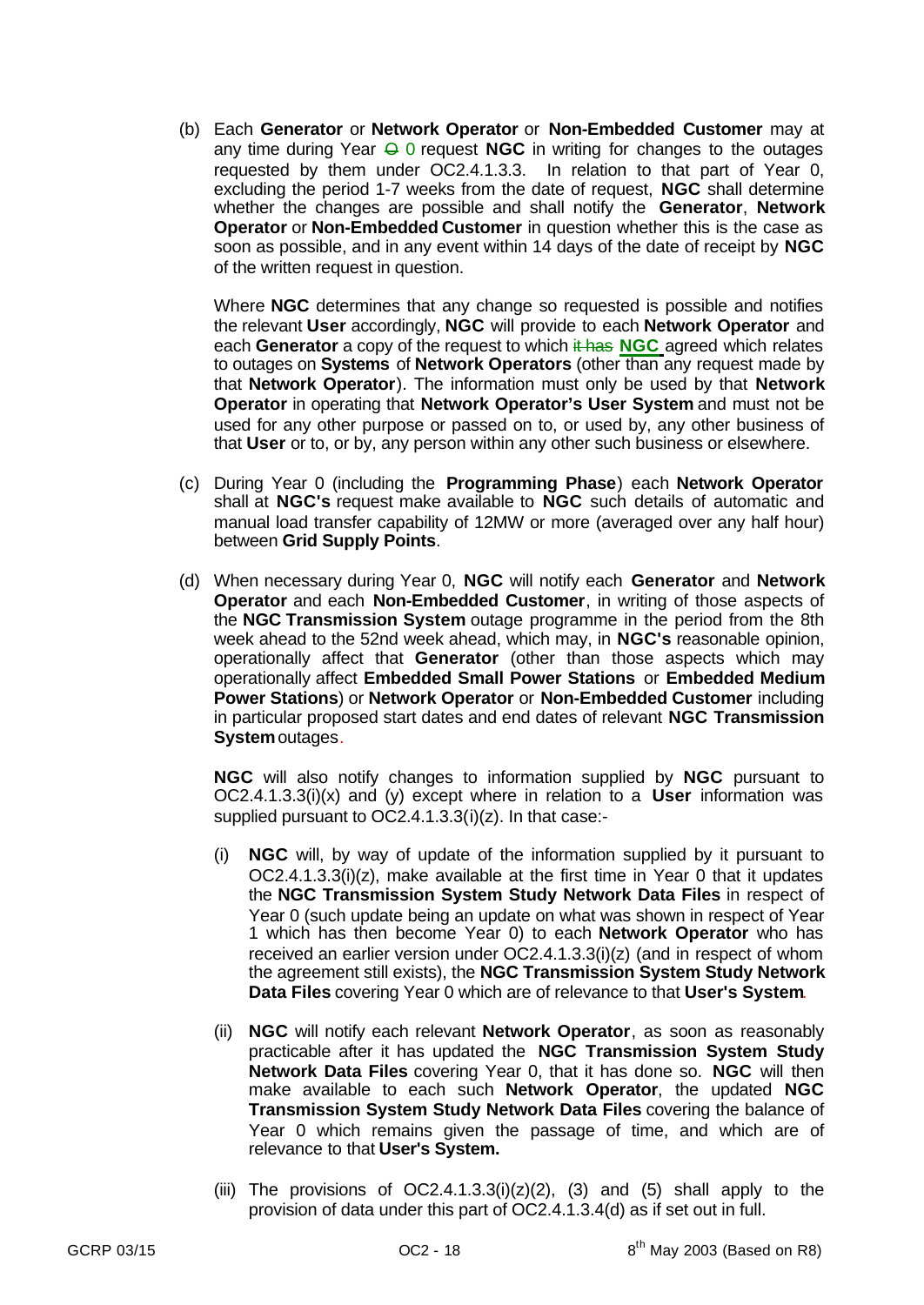(b) Each **Generator** or **Network Operator** or **Non-Embedded Customer** may at any time during Year ~~0~~ 0 request **NGC** in writing for changes to the outages requested by them under OC2.4.1.3.3. In relation to that part of Year 0, excluding the period 1-7 weeks from the date of request, **NGC** shall determine whether the changes are possible and shall notify the **Generator**, **Network Operator** or **Non-Embedded Customer** in question whether this is the case as soon as possible, and in any event within 14 days of the date of receipt by **NGC** of the written request in question.

Where **NGC** determines that any change so requested is possible and notifies the relevant **User** accordingly, **NGC** will provide to each **Network Operator** and each **Generator** a copy of the request to which ~~it has~~ **NGC** agreed which relates to outages on **Systems** of **Network Operators** (other than any request made by that **Network Operator**). The information must only be used by that **Network Operator** in operating that **Network Operator's User System** and must not be used for any other purpose or passed on to, or used by, any other business of that **User** or to, or by, any person within any other such business or elsewhere.

(c) During Year 0 (including the **Programming Phase**) each **Network Operator** shall at **NGC's** request make available to **NGC** such details of automatic and manual load transfer capability of 12MW or more (averaged over any half hour) between **Grid Supply Points**.

(d) When necessary during Year 0, **NGC** will notify each **Generator** and **Network Operator** and each **Non-Embedded Customer**, in writing of those aspects of the **NGC Transmission System** outage programme in the period from the 8th week ahead to the 52nd week ahead, which may, in **NGC's** reasonable opinion, operationally affect that **Generator** (other than those aspects which may operationally affect **Embedded Small Power Stations** or **Embedded Medium Power Stations**) or **Network Operator** or **Non-Embedded Customer** including in particular proposed start dates and end dates of relevant **NGC Transmission System** outages.

**NGC** will also notify changes to information supplied by **NGC** pursuant to OC2.4.1.3.3(i)(x) and (y) except where in relation to a **User** information was supplied pursuant to OC2.4.1.3.3(i)(z). In that case:-

(i) **NGC** will, by way of update of the information supplied by it pursuant to OC2.4.1.3.3(i)(z), make available at the first time in Year 0 that it updates the **NGC Transmission System Study Network Data Files** in respect of Year 0 (such update being an update on what was shown in respect of Year 1 which has then become Year 0) to each **Network Operator** who has received an earlier version under OC2.4.1.3.3(i)(z) (and in respect of whom the agreement still exists), the **NGC Transmission System Study Network Data Files** covering Year 0 which are of relevance to that **User's System**.

(ii) **NGC** will notify each relevant **Network Operator**, as soon as reasonably practicable after it has updated the **NGC Transmission System Study Network Data Files** covering Year 0, that it has done so. **NGC** will then make available to each such **Network Operator**, the updated **NGC Transmission System Study Network Data Files** covering the balance of Year 0 which remains given the passage of time, and which are of relevance to that **User's System.**

(iii) The provisions of OC2.4.1.3.3(i)(z)(2), (3) and (5) shall apply to the provision of data under this part of OC2.4.1.3.4(d) as if set out in full.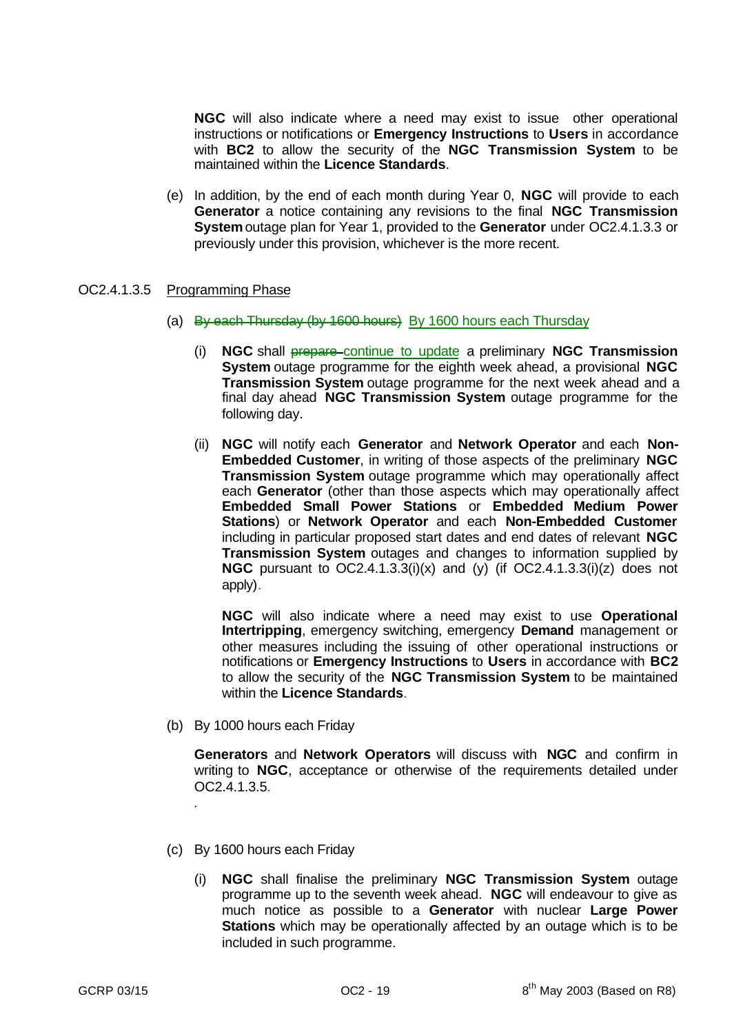**NGC** will also indicate where a need may exist to issue other operational instructions or notifications or **Emergency Instructions** to **Users** in accordance with **BC2** to allow the security of the **NGC Transmission System** to be maintained within the **Licence Standards**.

(e) In addition, by the end of each month during Year 0, **NGC** will provide to each **Generator** a notice containing any revisions to the final **NGC Transmission System** outage plan for Year 1, provided to the **Generator** under OC2.4.1.3.3 or previously under this provision, whichever is the more recent.

OC2.4.1.3.5 Programming Phase

(a) ~~By each Thursday (by 1600 hours)~~ By 1600 hours each Thursday

(i) **NGC** shall ~~prepare~~ continue to update a preliminary **NGC Transmission System** outage programme for the eighth week ahead, a provisional **NGC Transmission System** outage programme for the next week ahead and a final day ahead **NGC Transmission System** outage programme for the following day.

(ii) **NGC** will notify each **Generator** and **Network Operator** and each **Non-Embedded Customer**, in writing of those aspects of the preliminary **NGC Transmission System** outage programme which may operationally affect each **Generator** (other than those aspects which may operationally affect **Embedded Small Power Stations** or **Embedded Medium Power Stations**) or **Network Operator** and each **Non-Embedded Customer** including in particular proposed start dates and end dates of relevant **NGC Transmission System** outages and changes to information supplied by **NGC** pursuant to OC2.4.1.3.3(i)(x) and (y) (if OC2.4.1.3.3(i)(z) does not apply).

**NGC** will also indicate where a need may exist to use **Operational Intertripping**, emergency switching, emergency **Demand** management or other measures including the issuing of other operational instructions or notifications or **Emergency Instructions** to **Users** in accordance with **BC2** to allow the security of the **NGC Transmission System** to be maintained within the **Licence Standards**.

(b) By 1000 hours each Friday

**Generators** and **Network Operators** will discuss with **NGC** and confirm in writing to **NGC**, acceptance or otherwise of the requirements detailed under OC2.4.1.3.5.

(c) By 1600 hours each Friday

(i) **NGC** shall finalise the preliminary **NGC Transmission System** outage programme up to the seventh week ahead. **NGC** will endeavour to give as much notice as possible to a **Generator** with nuclear **Large Power Stations** which may be operationally affected by an outage which is to be included in such programme.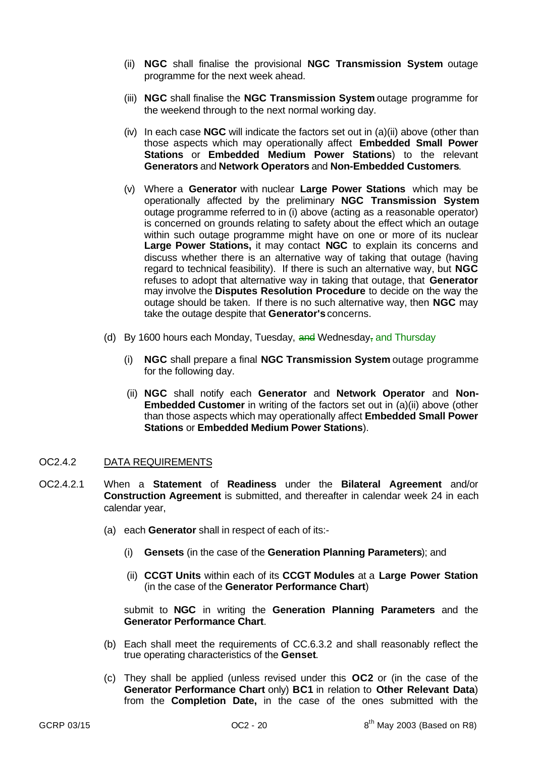(ii) **NGC** shall finalise the provisional **NGC Transmission System** outage programme for the next week ahead.

(iii) **NGC** shall finalise the **NGC Transmission System** outage programme for the weekend through to the next normal working day.

(iv) In each case **NGC** will indicate the factors set out in (a)(ii) above (other than those aspects which may operationally affect **Embedded Small Power Stations** or **Embedded Medium Power Stations**) to the relevant **Generators** and **Network Operators** and **Non-Embedded Customers**.

(v) Where a **Generator** with nuclear **Large Power Stations** which may be operationally affected by the preliminary **NGC Transmission System** outage programme referred to in (i) above (acting as a reasonable operator) is concerned on grounds relating to safety about the effect which an outage within such outage programme might have on one or more of its nuclear **Large Power Stations,** it may contact **NGC** to explain its concerns and discuss whether there is an alternative way of taking that outage (having regard to technical feasibility). If there is such an alternative way, but **NGC** refuses to adopt that alternative way in taking that outage, that **Generator** may involve the **Disputes Resolution Procedure** to decide on the way the outage should be taken. If there is no such alternative way, then **NGC** may take the outage despite that **Generator's** concerns.

(d) By 1600 hours each Monday, Tuesday, ~~and~~ Wednesday~~,~~ and Thursday

(i) **NGC** shall prepare a final **NGC Transmission System** outage programme for the following day.

(ii) **NGC** shall notify each **Generator** and **Network Operator** and **Non-Embedded Customer** in writing of the factors set out in (a)(ii) above (other than those aspects which may operationally affect **Embedded Small Power Stations** or **Embedded Medium Power Stations**).

OC2.4.2 DATA REQUIREMENTS

OC2.4.2.1 When a **Statement** of **Readiness** under the **Bilateral Agreement** and/or **Construction Agreement** is submitted, and thereafter in calendar week 24 in each calendar year,

(a) each **Generator** shall in respect of each of its:-

(i) **Gensets** (in the case of the **Generation Planning Parameters**); and

(ii) **CCGT Units** within each of its **CCGT Modules** at a **Large Power Station** (in the case of the **Generator Performance Chart**)

submit to **NGC** in writing the **Generation Planning Parameters** and the **Generator Performance Chart**.

(b) Each shall meet the requirements of CC.6.3.2 and shall reasonably reflect the true operating characteristics of the **Genset**.

(c) They shall be applied (unless revised under this **OC2** or (in the case of the **Generator Performance Chart** only) **BC1** in relation to **Other Relevant Data**) from the **Completion Date,** in the case of the ones submitted with the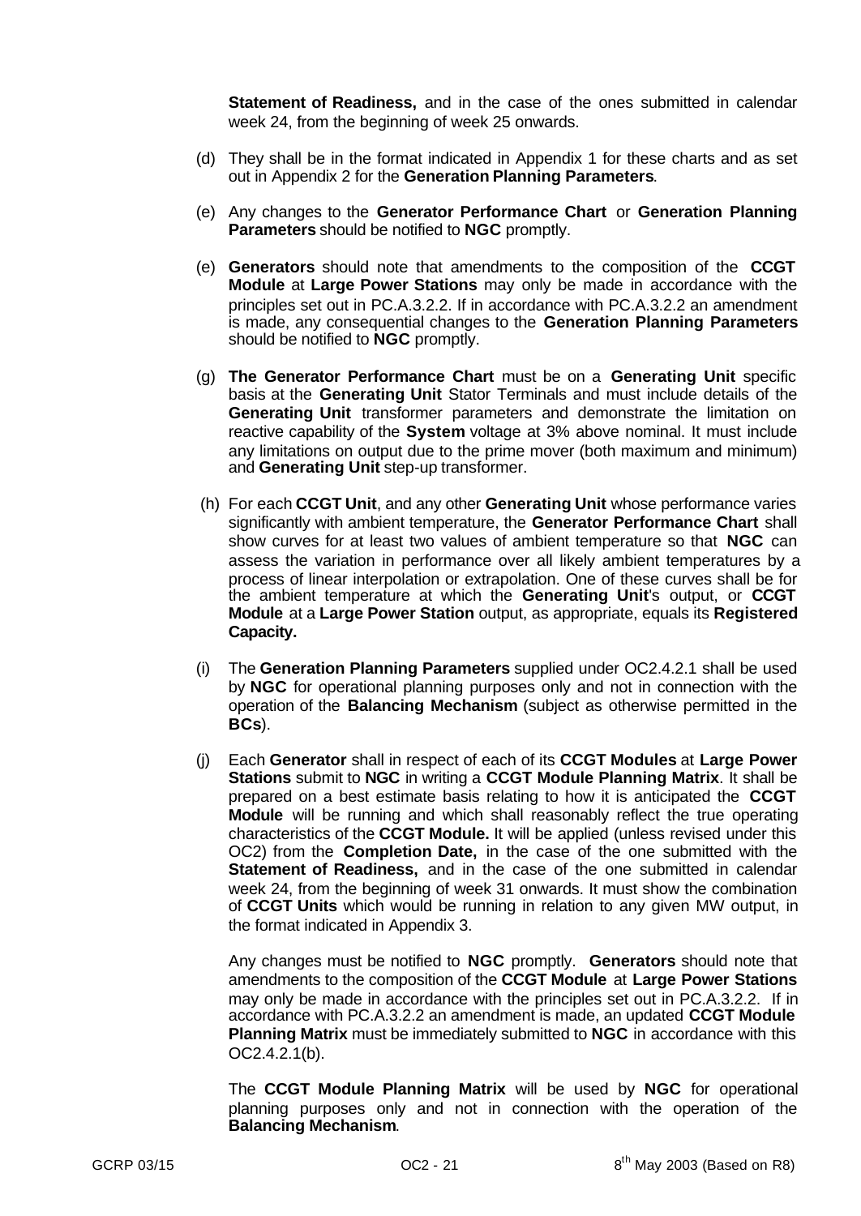**Statement of Readiness,** and in the case of the ones submitted in calendar week 24, from the beginning of week 25 onwards.

(d) They shall be in the format indicated in Appendix 1 for these charts and as set out in Appendix 2 for the **Generation Planning Parameters**.

(e) Any changes to the **Generator Performance Chart** or **Generation Planning Parameters** should be notified to **NGC** promptly.

(e) **Generators** should note that amendments to the composition of the **CCGT Module** at **Large Power Stations** may only be made in accordance with the principles set out in PC.A.3.2.2. If in accordance with PC.A.3.2.2 an amendment is made, any consequential changes to the **Generation Planning Parameters** should be notified to **NGC** promptly.

(g) **The Generator Performance Chart** must be on a **Generating Unit** specific basis at the **Generating Unit** Stator Terminals and must include details of the **Generating Unit** transformer parameters and demonstrate the limitation on reactive capability of the **System** voltage at 3% above nominal. It must include any limitations on output due to the prime mover (both maximum and minimum) and **Generating Unit** step-up transformer.

(h) For each **CCGT Unit**, and any other **Generating Unit** whose performance varies significantly with ambient temperature, the **Generator Performance Chart** shall show curves for at least two values of ambient temperature so that **NGC** can assess the variation in performance over all likely ambient temperatures by a process of linear interpolation or extrapolation. One of these curves shall be for the ambient temperature at which the **Generating Unit**'s output, or **CCGT Module** at a **Large Power Station** output, as appropriate, equals its **Registered Capacity.**

(i) The **Generation Planning Parameters** supplied under OC2.4.2.1 shall be used by **NGC** for operational planning purposes only and not in connection with the operation of the **Balancing Mechanism** (subject as otherwise permitted in the **BCs**).

(j) Each **Generator** shall in respect of each of its **CCGT Modules** at **Large Power Stations** submit to **NGC** in writing a **CCGT Module Planning Matrix**. It shall be prepared on a best estimate basis relating to how it is anticipated the **CCGT Module** will be running and which shall reasonably reflect the true operating characteristics of the **CCGT Module.** It will be applied (unless revised under this OC2) from the **Completion Date,** in the case of the one submitted with the **Statement of Readiness,** and in the case of the one submitted in calendar week 24, from the beginning of week 31 onwards. It must show the combination of **CCGT Units** which would be running in relation to any given MW output, in the format indicated in Appendix 3.

Any changes must be notified to **NGC** promptly. **Generators** should note that amendments to the composition of the **CCGT Module** at **Large Power Stations** may only be made in accordance with the principles set out in PC.A.3.2.2. If in accordance with PC.A.3.2.2 an amendment is made, an updated **CCGT Module Planning Matrix** must be immediately submitted to **NGC** in accordance with this OC2.4.2.1(b).

The **CCGT Module Planning Matrix** will be used by **NGC** for operational planning purposes only and not in connection with the operation of the **Balancing Mechanism**.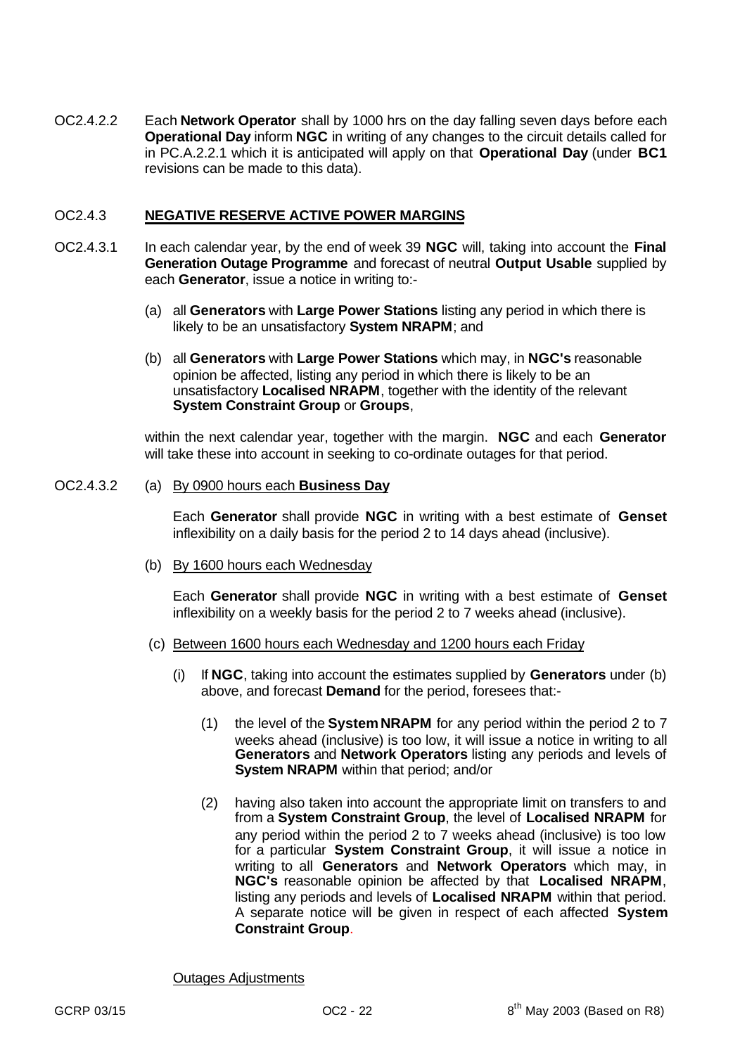OC2.4.2.2 Each **Network Operator** shall by 1000 hrs on the day falling seven days before each **Operational Day** inform **NGC** in writing of any changes to the circuit details called for in PC.A.2.2.1 which it is anticipated will apply on that **Operational Day** (under **BC1** revisions can be made to this data).

OC2.4.3 **NEGATIVE RESERVE ACTIVE POWER MARGINS**

OC2.4.3.1 In each calendar year, by the end of week 39 **NGC** will, taking into account the **Final Generation Outage Programme** and forecast of neutral **Output Usable** supplied by each **Generator**, issue a notice in writing to:-

(a) all **Generators** with **Large Power Stations** listing any period in which there is likely to be an unsatisfactory **System NRAPM**; and

(b) all **Generators** with **Large Power Stations** which may, in **NGC's** reasonable opinion be affected, listing any period in which there is likely to be an unsatisfactory **Localised NRAPM**, together with the identity of the relevant **System Constraint Group** or **Groups**,

within the next calendar year, together with the margin. **NGC** and each **Generator** will take these into account in seeking to co-ordinate outages for that period.

OC2.4.3.2 (a) By 0900 hours each **Business Day**

Each **Generator** shall provide **NGC** in writing with a best estimate of **Genset** inflexibility on a daily basis for the period 2 to 14 days ahead (inclusive).

(b) By 1600 hours each Wednesday

Each **Generator** shall provide **NGC** in writing with a best estimate of **Genset** inflexibility on a weekly basis for the period 2 to 7 weeks ahead (inclusive).

(c) Between 1600 hours each Wednesday and 1200 hours each Friday

(i) If **NGC**, taking into account the estimates supplied by **Generators** under (b) above, and forecast **Demand** for the period, foresees that:-

(1) the level of the **System NRAPM** for any period within the period 2 to 7 weeks ahead (inclusive) is too low, it will issue a notice in writing to all **Generators** and **Network Operators** listing any periods and levels of **System NRAPM** within that period; and/or

(2) having also taken into account the appropriate limit on transfers to and from a **System Constraint Group**, the level of **Localised NRAPM** for any period within the period 2 to 7 weeks ahead (inclusive) is too low for a particular **System Constraint Group**, it will issue a notice in writing to all **Generators** and **Network Operators** which may, in **NGC's** reasonable opinion be affected by that **Localised NRAPM**, listing any periods and levels of **Localised NRAPM** within that period. A separate notice will be given in respect of each affected **System Constraint Group**.

Outages Adjustments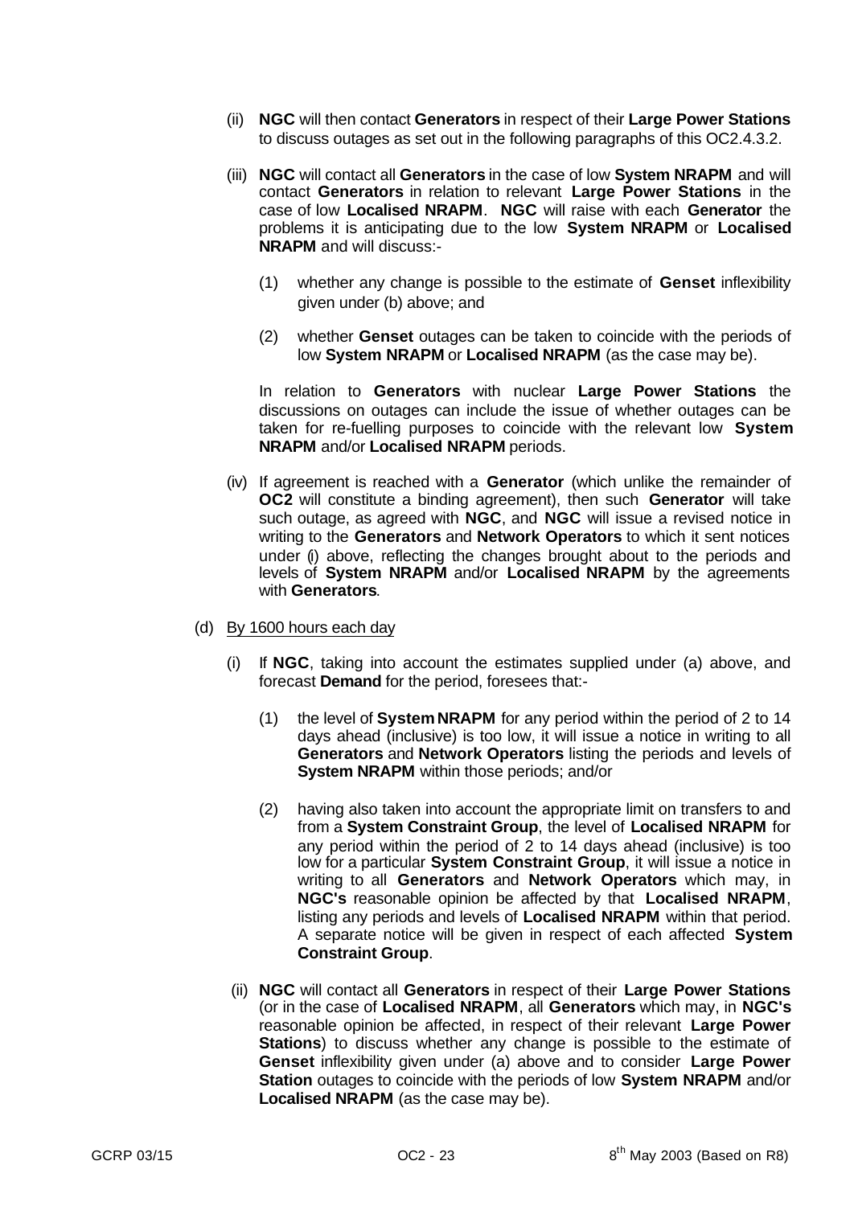(ii) **NGC** will then contact **Generators** in respect of their **Large Power Stations** to discuss outages as set out in the following paragraphs of this OC2.4.3.2.

(iii) **NGC** will contact all **Generators** in the case of low **System NRAPM** and will contact **Generators** in relation to relevant **Large Power Stations** in the case of low **Localised NRAPM**. **NGC** will raise with each **Generator** the problems it is anticipating due to the low **System NRAPM** or **Localised NRAPM** and will discuss:-

(1) whether any change is possible to the estimate of **Genset** inflexibility given under (b) above; and

(2) whether **Genset** outages can be taken to coincide with the periods of low **System NRAPM** or **Localised NRAPM** (as the case may be).

In relation to **Generators** with nuclear **Large Power Stations** the discussions on outages can include the issue of whether outages can be taken for re-fuelling purposes to coincide with the relevant low **System NRAPM** and/or **Localised NRAPM** periods.

(iv) If agreement is reached with a **Generator** (which unlike the remainder of **OC2** will constitute a binding agreement), then such **Generator** will take such outage, as agreed with **NGC**, and **NGC** will issue a revised notice in writing to the **Generators** and **Network Operators** to which it sent notices under (i) above, reflecting the changes brought about to the periods and levels of **System NRAPM** and/or **Localised NRAPM** by the agreements with **Generators**.

(d) By 1600 hours each day

(i) If **NGC**, taking into account the estimates supplied under (a) above, and forecast **Demand** for the period, foresees that:-

(1) the level of **System NRAPM** for any period within the period of 2 to 14 days ahead (inclusive) is too low, it will issue a notice in writing to all **Generators** and **Network Operators** listing the periods and levels of **System NRAPM** within those periods; and/or

(2) having also taken into account the appropriate limit on transfers to and from a **System Constraint Group**, the level of **Localised NRAPM** for any period within the period of 2 to 14 days ahead (inclusive) is too low for a particular **System Constraint Group**, it will issue a notice in writing to all **Generators** and **Network Operators** which may, in **NGC's** reasonable opinion be affected by that **Localised NRAPM**, listing any periods and levels of **Localised NRAPM** within that period. A separate notice will be given in respect of each affected **System Constraint Group**.

(ii) **NGC** will contact all **Generators** in respect of their **Large Power Stations** (or in the case of **Localised NRAPM**, all **Generators** which may, in **NGC's** reasonable opinion be affected, in respect of their relevant **Large Power Stations**) to discuss whether any change is possible to the estimate of **Genset** inflexibility given under (a) above and to consider **Large Power Station** outages to coincide with the periods of low **System NRAPM** and/or **Localised NRAPM** (as the case may be).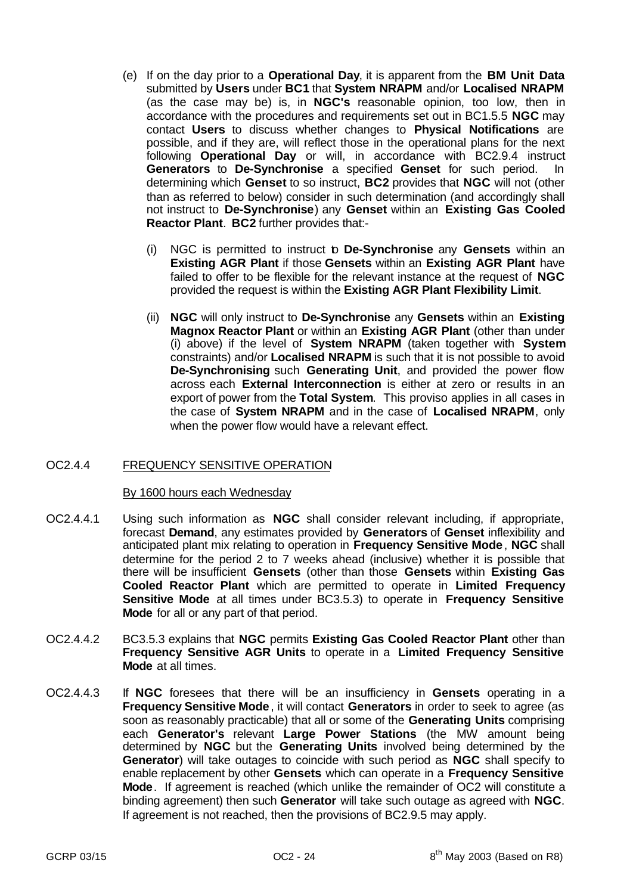(e) If on the day prior to a **Operational Day**, it is apparent from the **BM Unit Data** submitted by **Users** under **BC1** that **System NRAPM** and/or **Localised NRAPM** (as the case may be) is, in **NGC's** reasonable opinion, too low, then in accordance with the procedures and requirements set out in BC1.5.5 **NGC** may contact **Users** to discuss whether changes to **Physical Notifications** are possible, and if they are, will reflect those in the operational plans for the next following **Operational Day** or will, in accordance with BC2.9.4 instruct **Generators** to **De-Synchronise** a specified **Genset** for such period. In determining which **Genset** to so instruct, **BC2** provides that **NGC** will not (other than as referred to below) consider in such determination (and accordingly shall not instruct to **De-Synchronise**) any **Genset** within an **Existing Gas Cooled Reactor Plant**. **BC2** further provides that:-

   (i) NGC is permitted to instruct to **De-Synchronise** any **Gensets** within an **Existing AGR Plant** if those **Gensets** within an **Existing AGR Plant** have failed to offer to be flexible for the relevant instance at the request of **NGC** provided the request is within the **Existing AGR Plant Flexibility Limit**.

   (ii) **NGC** will only instruct to **De-Synchronise** any **Gensets** within an **Existing Magnox Reactor Plant** or within an **Existing AGR Plant** (other than under (i) above) if the level of **System NRAPM** (taken together with **System** constraints) and/or **Localised NRAPM** is such that it is not possible to avoid **De-Synchronising** such **Generating Unit**, and provided the power flow across each **External Interconnection** is either at zero or results in an export of power from the **Total System**. This proviso applies in all cases in the case of **System NRAPM** and in the case of **Localised NRAPM**, only when the power flow would have a relevant effect.

OC2.4.4 FREQUENCY SENSITIVE OPERATION

By 1600 hours each Wednesday

OC2.4.4.1 Using such information as **NGC** shall consider relevant including, if appropriate, forecast **Demand**, any estimates provided by **Generators** of **Genset** inflexibility and anticipated plant mix relating to operation in **Frequency Sensitive Mode**, **NGC** shall determine for the period 2 to 7 weeks ahead (inclusive) whether it is possible that there will be insufficient **Gensets** (other than those **Gensets** within **Existing Gas Cooled Reactor Plant** which are permitted to operate in **Limited Frequency Sensitive Mode** at all times under BC3.5.3) to operate in **Frequency Sensitive Mode** for all or any part of that period.

OC2.4.4.2 BC3.5.3 explains that **NGC** permits **Existing Gas Cooled Reactor Plant** other than **Frequency Sensitive AGR Units** to operate in a **Limited Frequency Sensitive Mode** at all times.

OC2.4.4.3 If **NGC** foresees that there will be an insufficiency in **Gensets** operating in a **Frequency Sensitive Mode**, it will contact **Generators** in order to seek to agree (as soon as reasonably practicable) that all or some of the **Generating Units** comprising each **Generator's** relevant **Large Power Stations** (the MW amount being determined by **NGC** but the **Generating Units** involved being determined by the **Generator**) will take outages to coincide with such period as **NGC** shall specify to enable replacement by other **Gensets** which can operate in a **Frequency Sensitive Mode**. If agreement is reached (which unlike the remainder of OC2 will constitute a binding agreement) then such **Generator** will take such outage as agreed with **NGC**. If agreement is not reached, then the provisions of BC2.9.5 may apply.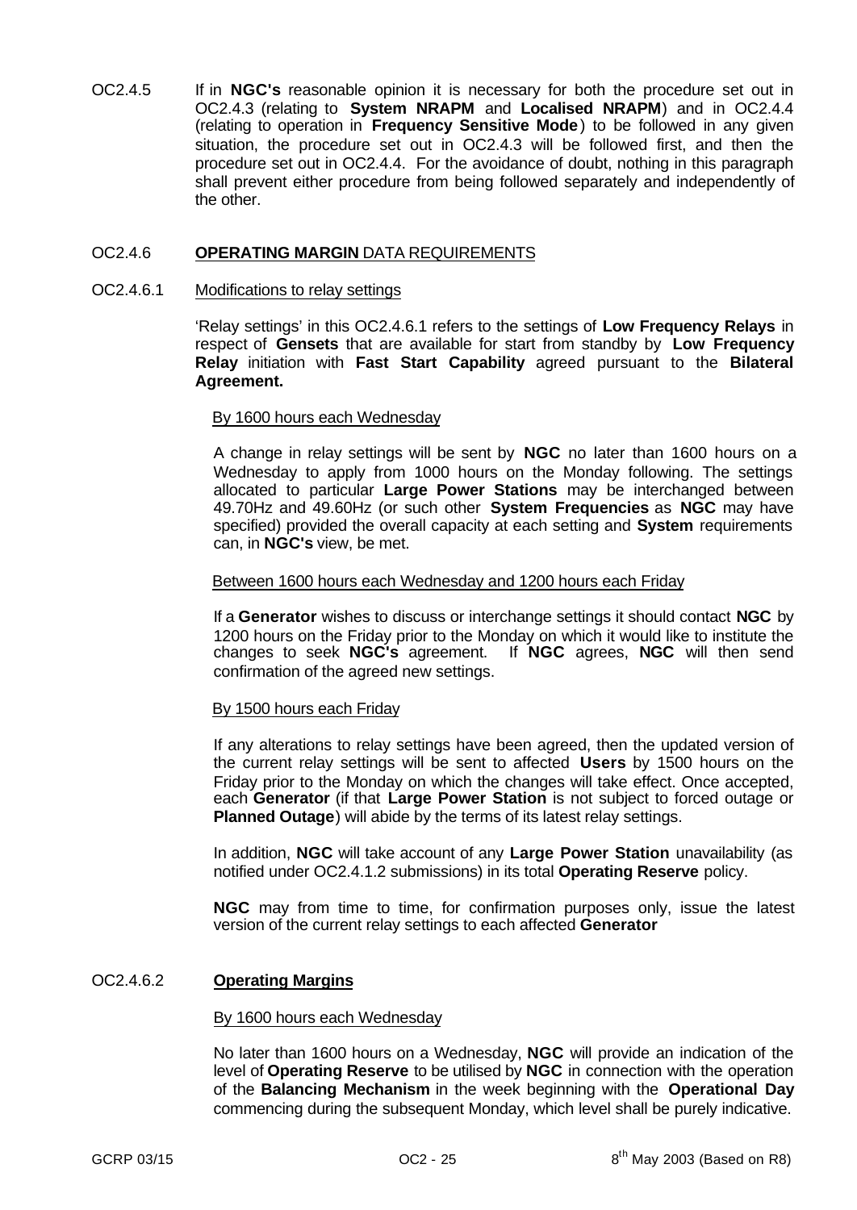OC2.4.5 If in **NGC's** reasonable opinion it is necessary for both the procedure set out in OC2.4.3 (relating to **System NRAPM** and **Localised NRAPM**) and in OC2.4.4 (relating to operation in **Frequency Sensitive Mode**) to be followed in any given situation, the procedure set out in OC2.4.3 will be followed first, and then the procedure set out in OC2.4.4. For the avoidance of doubt, nothing in this paragraph shall prevent either procedure from being followed separately and independently of the other.

OC2.4.6 **OPERATING MARGIN** DATA REQUIREMENTS

OC2.4.6.1 Modifications to relay settings

'Relay settings' in this OC2.4.6.1 refers to the settings of **Low Frequency Relays** in respect of **Gensets** that are available for start from standby by **Low Frequency Relay** initiation with **Fast Start Capability** agreed pursuant to the **Bilateral Agreement.**

By 1600 hours each Wednesday

A change in relay settings will be sent by **NGC** no later than 1600 hours on a Wednesday to apply from 1000 hours on the Monday following. The settings allocated to particular **Large Power Stations** may be interchanged between 49.70Hz and 49.60Hz (or such other **System Frequencies** as **NGC** may have specified) provided the overall capacity at each setting and **System** requirements can, in **NGC's** view, be met.

Between 1600 hours each Wednesday and 1200 hours each Friday

If a **Generator** wishes to discuss or interchange settings it should contact **NGC** by 1200 hours on the Friday prior to the Monday on which it would like to institute the changes to seek **NGC's** agreement. If **NGC** agrees, **NGC** will then send confirmation of the agreed new settings.

By 1500 hours each Friday

If any alterations to relay settings have been agreed, then the updated version of the current relay settings will be sent to affected **Users** by 1500 hours on the Friday prior to the Monday on which the changes will take effect. Once accepted, each **Generator** (if that **Large Power Station** is not subject to forced outage or **Planned Outage**) will abide by the terms of its latest relay settings.

In addition, **NGC** will take account of any **Large Power Station** unavailability (as notified under OC2.4.1.2 submissions) in its total **Operating Reserve** policy.

**NGC** may from time to time, for confirmation purposes only, issue the latest version of the current relay settings to each affected **Generator**

OC2.4.6.2 **Operating Margins**

By 1600 hours each Wednesday

No later than 1600 hours on a Wednesday, **NGC** will provide an indication of the level of **Operating Reserve** to be utilised by **NGC** in connection with the operation of the **Balancing Mechanism** in the week beginning with the **Operational Day** commencing during the subsequent Monday, which level shall be purely indicative.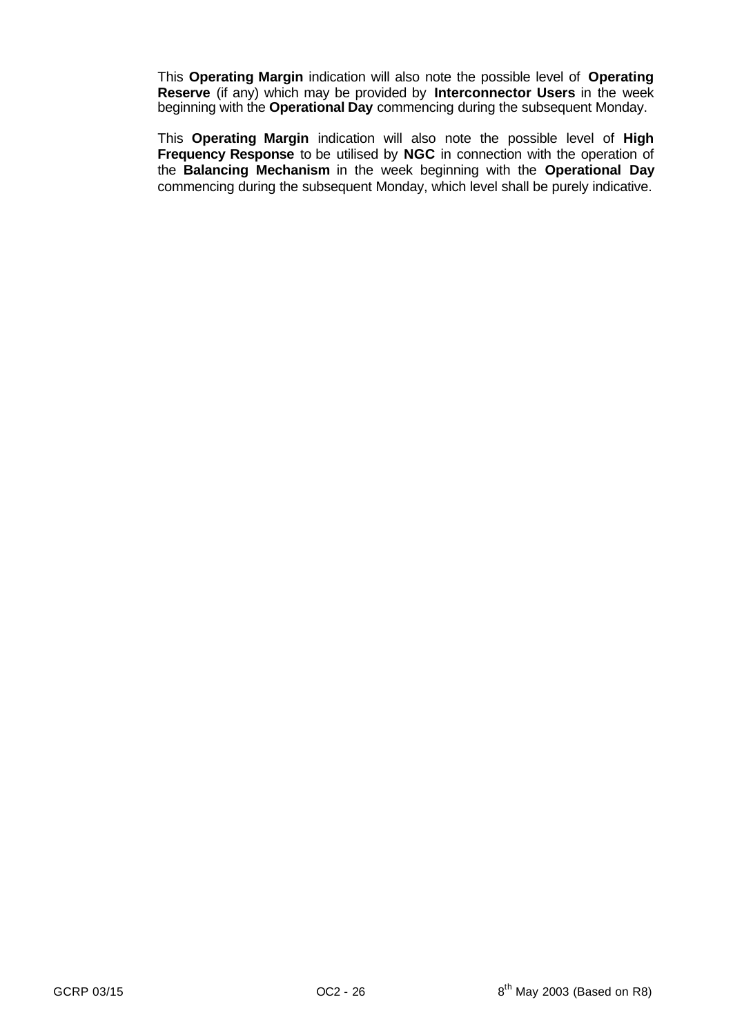This **Operating Margin** indication will also note the possible level of **Operating Reserve** (if any) which may be provided by **Interconnector Users** in the week beginning with the **Operational Day** commencing during the subsequent Monday.

This **Operating Margin** indication will also note the possible level of **High Frequency Response** to be utilised by **NGC** in connection with the operation of the **Balancing Mechanism** in the week beginning with the **Operational Day** commencing during the subsequent Monday, which level shall be purely indicative.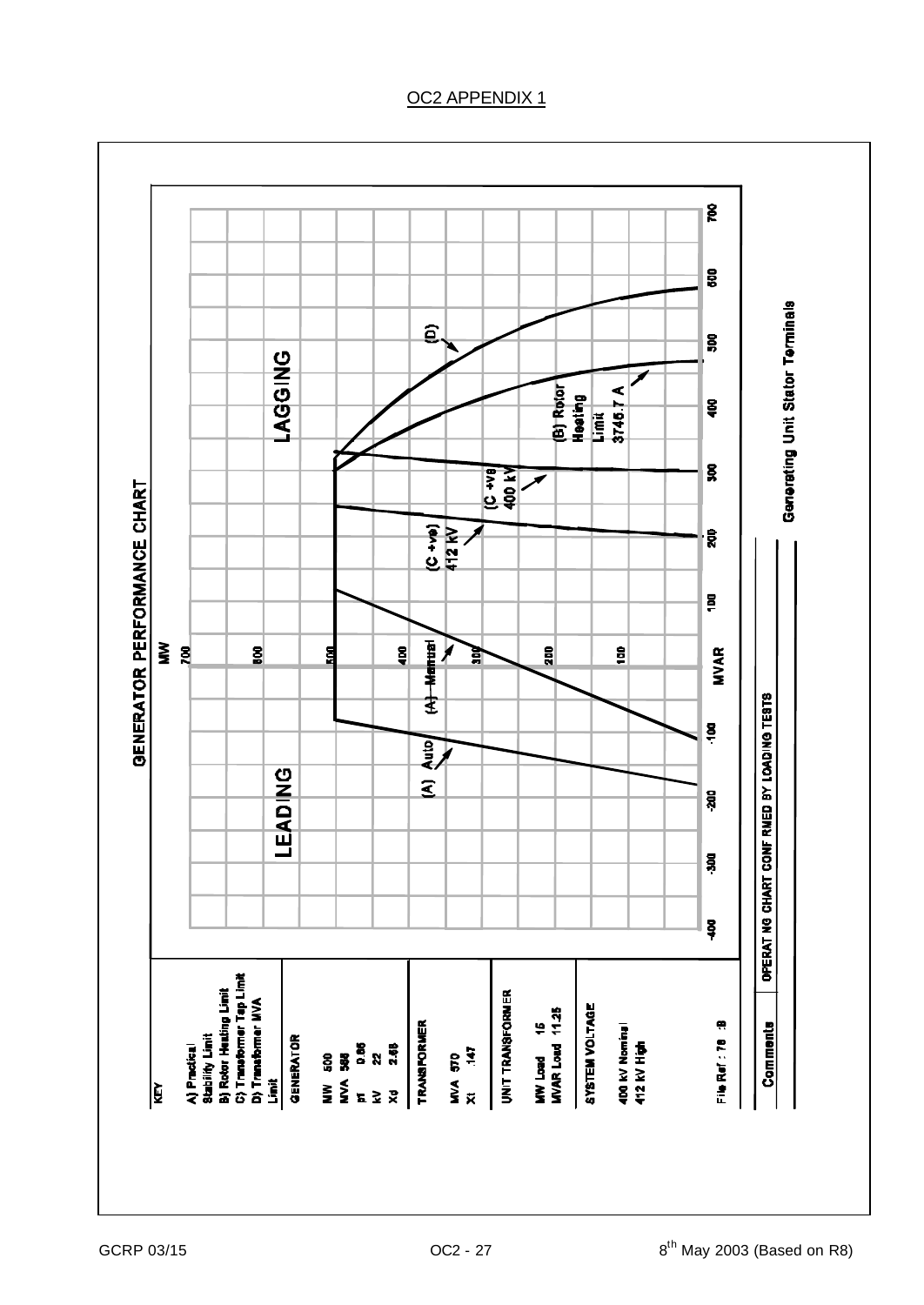OC2 APPENDIX 1

## GENERATOR PERFORMANCE CHART

**KEY**

A) Practical Stability Limit
B) Rotor Heating Limit
C) Transformer Tap Limit
D) Transformer MVA Limit

**GENERATOR**

MW 500
MVA 588
pf 0.85
kV 22
Xd 2.68

**TRANSFORMER**

MVA 570
Xt .147

**UNIT TRANSFORMER**

MW Load 15
MVAR Load 11.25

**SYSTEM VOLTAGE**

400 kV Nominal
412 kV High

File Ref : 78 :B

MW: 700, 600, 500, 400, 300, 200, 100

MVAR: -400, -300, -200, -100, 100, 200, 300, 400, 500, 600, 700

LEADING

LAGGING

(A) Auto

(A) Manual

(C +ve) 412 kV

(C +ve) 400 kV

(B) Rotor Heating Limit 3745.7 A

(D)

Generating Unit Stator Terminals

| Comments | OPERATING CHART CONFIRMED BY LOADING TESTS |
|---|---|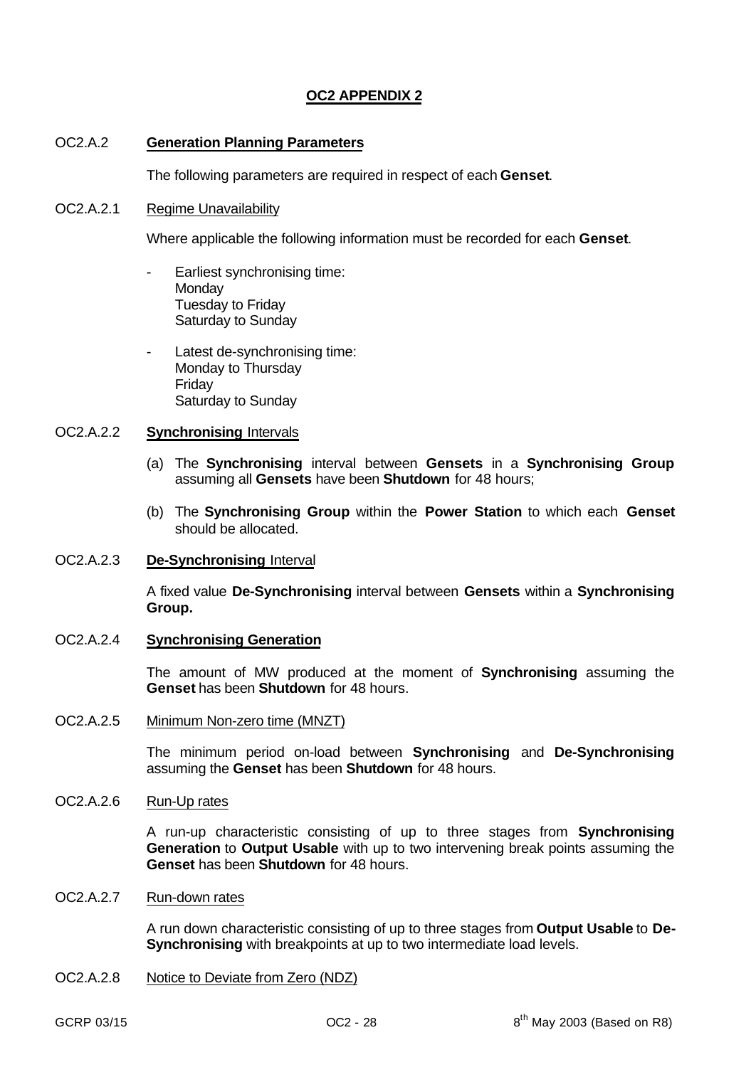# OC2 APPENDIX 2

## OC2.A.2 **Generation Planning Parameters**

The following parameters are required in respect of each **Genset**.

### OC2.A.2.1 Regime Unavailability

Where applicable the following information must be recorded for each **Genset**.

- Earliest synchronising time:
  Monday
  Tuesday to Friday
  Saturday to Sunday

- Latest de-synchronising time:
  Monday to Thursday
  Friday
  Saturday to Sunday

### OC2.A.2.2 **Synchronising** Intervals

(a) The **Synchronising** interval between **Gensets** in a **Synchronising Group** assuming all **Gensets** have been **Shutdown** for 48 hours;

(b) The **Synchronising Group** within the **Power Station** to which each **Genset** should be allocated.

### OC2.A.2.3 **De-Synchronising** Interval

A fixed value **De-Synchronising** interval between **Gensets** within a **Synchronising Group.**

### OC2.A.2.4 **Synchronising Generation**

The amount of MW produced at the moment of **Synchronising** assuming the **Genset** has been **Shutdown** for 48 hours.

### OC2.A.2.5 Minimum Non-zero time (MNZT)

The minimum period on-load between **Synchronising** and **De-Synchronising** assuming the **Genset** has been **Shutdown** for 48 hours.

### OC2.A.2.6 Run-Up rates

A run-up characteristic consisting of up to three stages from **Synchronising Generation** to **Output Usable** with up to two intervening break points assuming the **Genset** has been **Shutdown** for 48 hours.

### OC2.A.2.7 Run-down rates

A run down characteristic consisting of up to three stages from **Output Usable** to **De-Synchronising** with breakpoints at up to two intermediate load levels.

### OC2.A.2.8 Notice to Deviate from Zero (NDZ)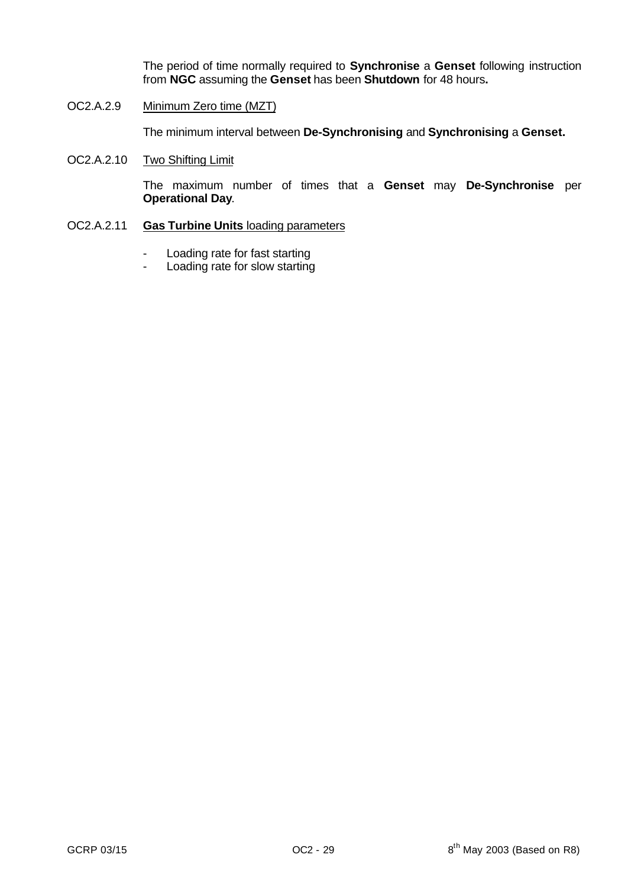The period of time normally required to **Synchronise** a **Genset** following instruction from **NGC** assuming the **Genset** has been **Shutdown** for 48 hours**.**

OC2.A.2.9 Minimum Zero time (MZT)

The minimum interval between **De-Synchronising** and **Synchronising** a **Genset.**

OC2.A.2.10 Two Shifting Limit

The maximum number of times that a **Genset** may **De-Synchronise** per **Operational Day**.

OC2.A.2.11 **Gas Turbine Units** loading parameters

- Loading rate for fast starting
- Loading rate for slow starting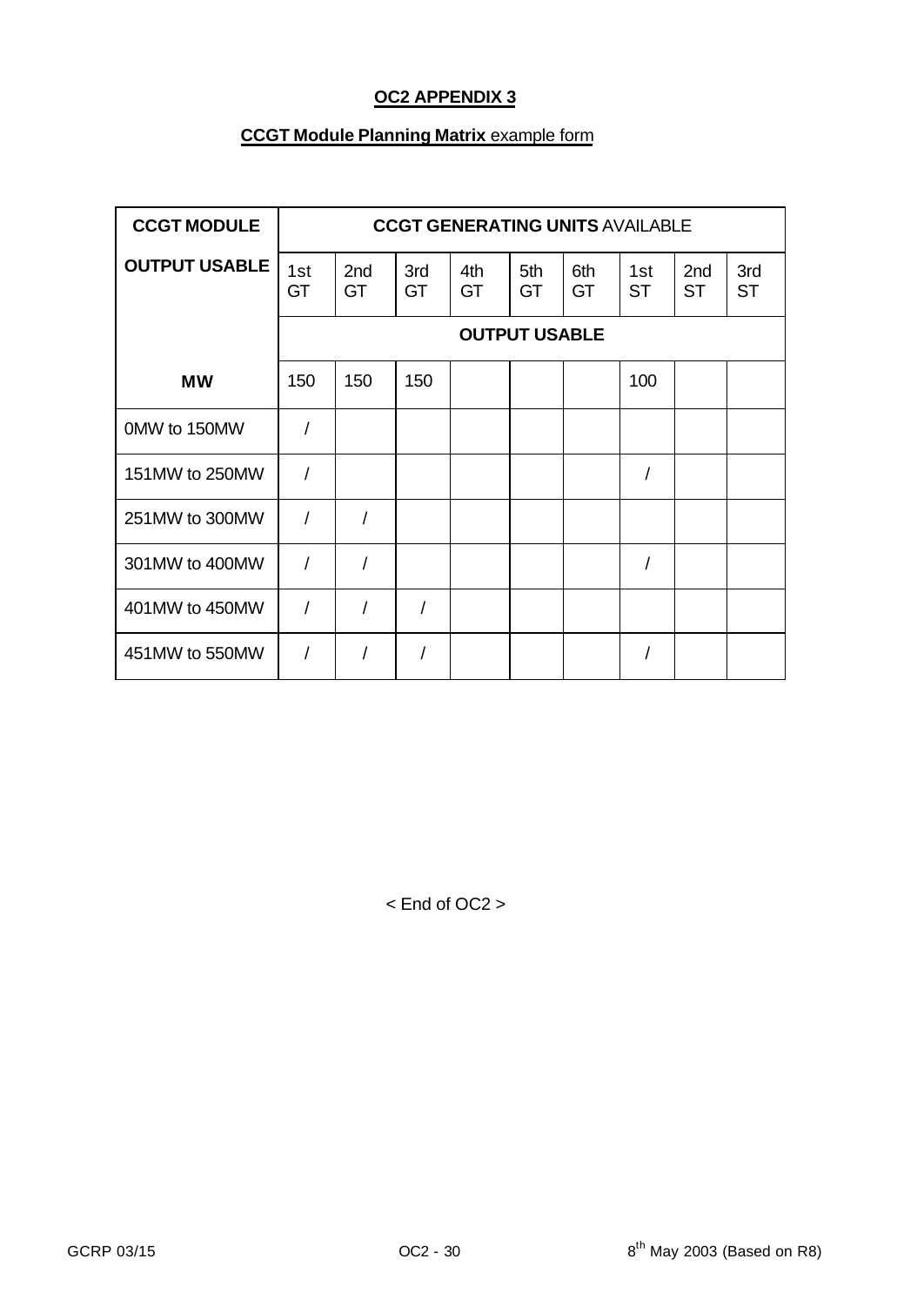**OC2 APPENDIX 3**

**CCGT Module Planning Matrix** example form

| CCGT MODULE | CCGT GENERATING UNITS AVAILABLE | | | | | | | | |
|---|---|---|---|---|---|---|---|---|---|
| OUTPUT USABLE | 1st GT | 2nd GT | 3rd GT | 4th GT | 5th GT | 6th GT | 1st ST | 2nd ST | 3rd ST |
| | OUTPUT USABLE | | | | | | | | |
| MW | 150 | 150 | 150 | | | | 100 | | |
| 0MW to 150MW | / | | | | | | | | |
| 151MW to 250MW | / | | | | | | / | | |
| 251MW to 300MW | / | / | | | | | | | |
| 301MW to 400MW | / | / | | | | | / | | |
| 401MW to 450MW | / | / | / | | | | | | |
| 451MW to 550MW | / | / | / | | | | / | | |

< End of OC2 >